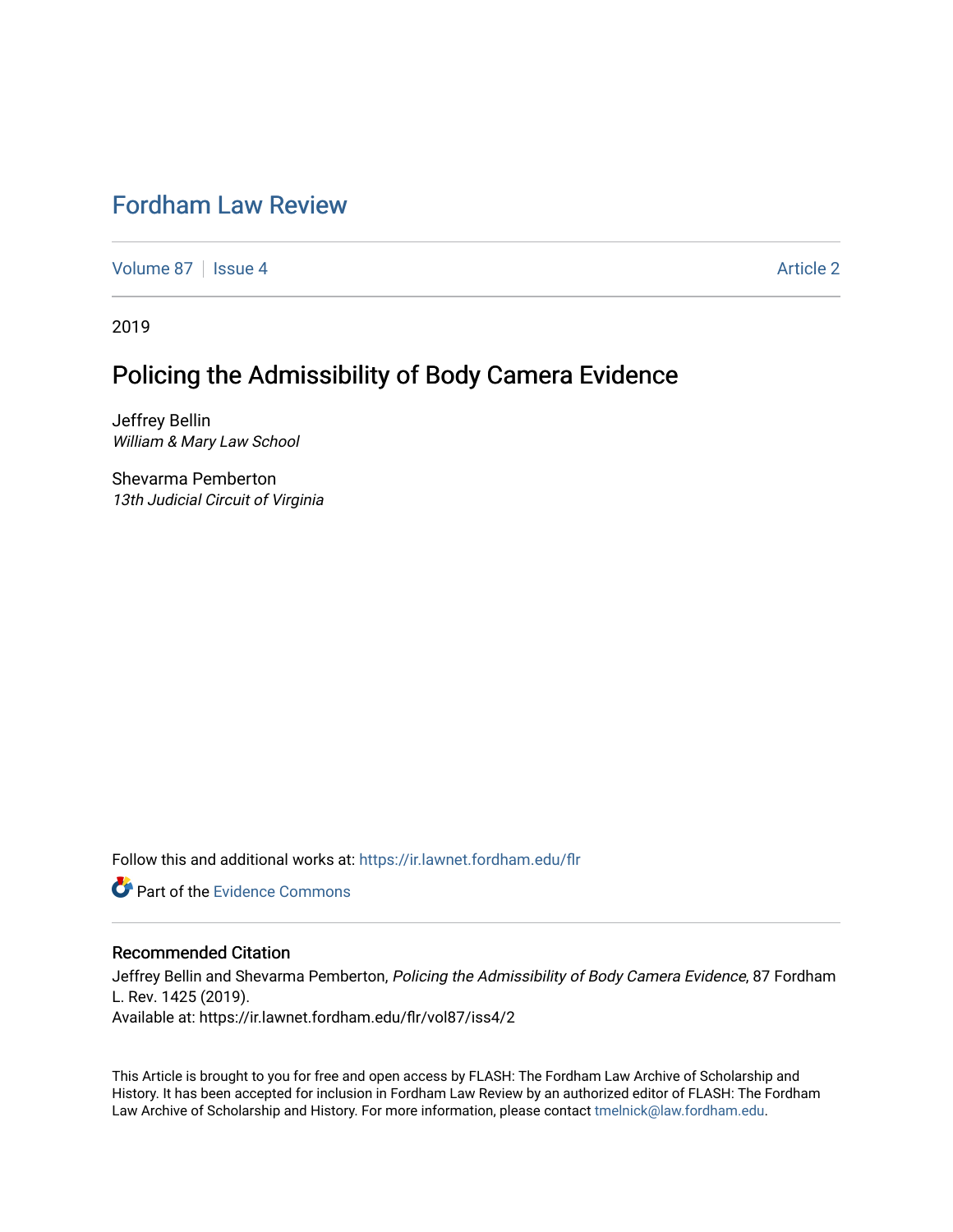# Fordham Law Review

Volume 87 | Issue 4 Article 2

2019

## Policing the Admissibility of Body Camera Evidence

Jeffrey Bellin
*William & Mary Law School*

Shevarma Pemberton
*13th Judicial Circuit of Virginia*

Follow this and additional works at: https://ir.lawnet.fordham.edu/flr

Part of the Evidence Commons

### Recommended Citation

Jeffrey Bellin and Shevarma Pemberton, *Policing the Admissibility of Body Camera Evidence*, 87 Fordham L. Rev. 1425 (2019).
Available at: https://ir.lawnet.fordham.edu/flr/vol87/iss4/2

This Article is brought to you for free and open access by FLASH: The Fordham Law Archive of Scholarship and History. It has been accepted for inclusion in Fordham Law Review by an authorized editor of FLASH: The Fordham Law Archive of Scholarship and History. For more information, please contact tmelnick@law.fordham.edu.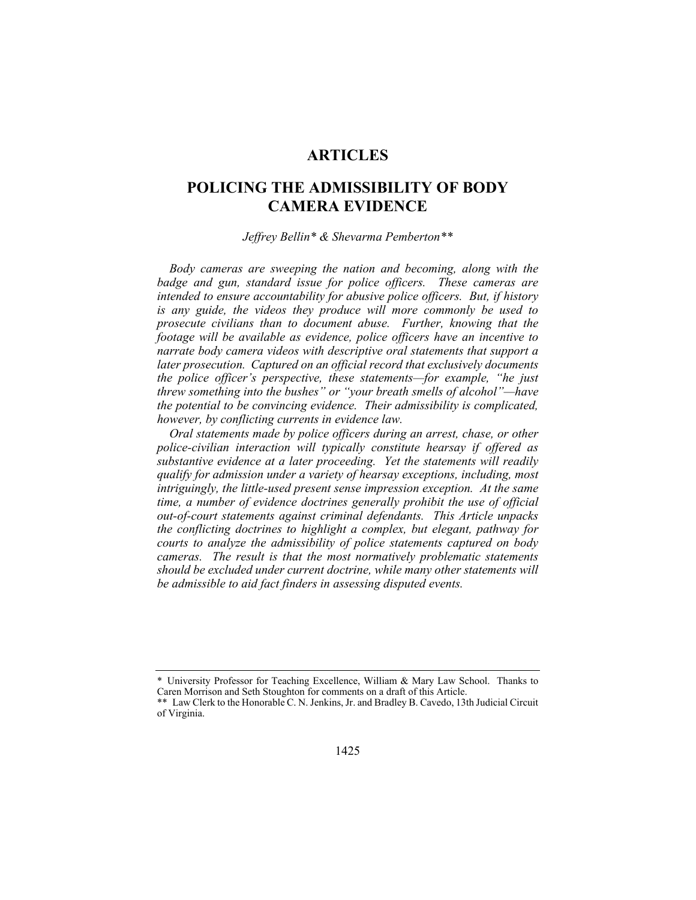# ARTICLES

## POLICING THE ADMISSIBILITY OF BODY CAMERA EVIDENCE

*Jeffrey Bellin\* & Shevarma Pemberton\*\**

*Body cameras are sweeping the nation and becoming, along with the badge and gun, standard issue for police officers. These cameras are intended to ensure accountability for abusive police officers. But, if history is any guide, the videos they produce will more commonly be used to prosecute civilians than to document abuse. Further, knowing that the footage will be available as evidence, police officers have an incentive to narrate body camera videos with descriptive oral statements that support a later prosecution. Captured on an official record that exclusively documents the police officer's perspective, these statements—for example, "he just threw something into the bushes" or "your breath smells of alcohol"—have the potential to be convincing evidence. Their admissibility is complicated, however, by conflicting currents in evidence law.*

*Oral statements made by police officers during an arrest, chase, or other police-civilian interaction will typically constitute hearsay if offered as substantive evidence at a later proceeding. Yet the statements will readily qualify for admission under a variety of hearsay exceptions, including, most intriguingly, the little-used present sense impression exception. At the same time, a number of evidence doctrines generally prohibit the use of official out-of-court statements against criminal defendants. This Article unpacks the conflicting doctrines to highlight a complex, but elegant, pathway for courts to analyze the admissibility of police statements captured on body cameras. The result is that the most normatively problematic statements should be excluded under current doctrine, while many other statements will be admissible to aid fact finders in assessing disputed events.*

---

\* University Professor for Teaching Excellence, William & Mary Law School. Thanks to Caren Morrison and Seth Stoughton for comments on a draft of this Article.

\*\* Law Clerk to the Honorable C. N. Jenkins, Jr. and Bradley B. Cavedo, 13th Judicial Circuit of Virginia.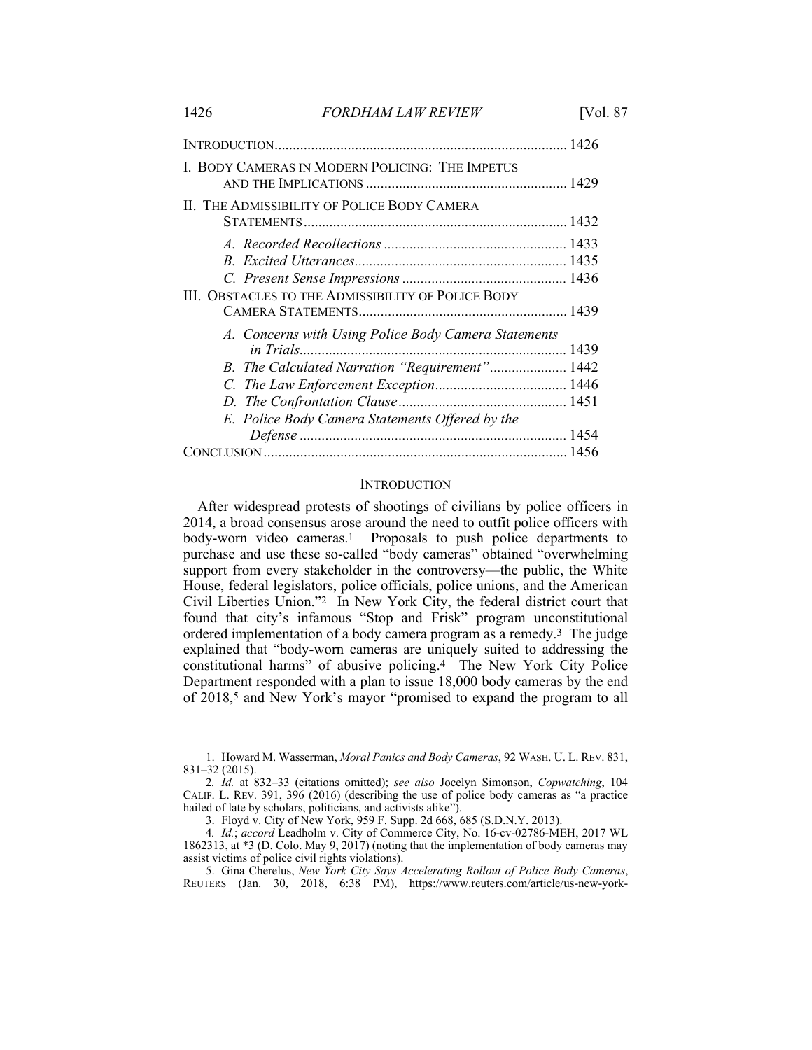| | |
|---|---|
| INTRODUCTION | 1426 |
| I. BODY CAMERAS IN MODERN POLICING: THE IMPETUS AND THE IMPLICATIONS | 1429 |
| II. THE ADMISSIBILITY OF POLICE BODY CAMERA STATEMENTS | 1432 |
| *A. Recorded Recollections* | 1433 |
| *B. Excited Utterances* | 1435 |
| *C. Present Sense Impressions* | 1436 |
| III. OBSTACLES TO THE ADMISSIBILITY OF POLICE BODY CAMERA STATEMENTS | 1439 |
| *A. Concerns with Using Police Body Camera Statements in Trials* | 1439 |
| *B. The Calculated Narration "Requirement"* | 1442 |
| *C. The Law Enforcement Exception* | 1446 |
| *D. The Confrontation Clause* | 1451 |
| *E. Police Body Camera Statements Offered by the Defense* | 1454 |
| CONCLUSION | 1456 |

## INTRODUCTION

After widespread protests of shootings of civilians by police officers in 2014, a broad consensus arose around the need to outfit police officers with body-worn video cameras.[1] Proposals to push police departments to purchase and use these so-called "body cameras" obtained "overwhelming support from every stakeholder in the controversy—the public, the White House, federal legislators, police officials, police unions, and the American Civil Liberties Union."[2] In New York City, the federal district court that found that city's infamous "Stop and Frisk" program unconstitutional ordered implementation of a body camera program as a remedy.[3] The judge explained that "body-worn cameras are uniquely suited to addressing the constitutional harms" of abusive policing.[4] The New York City Police Department responded with a plan to issue 18,000 body cameras by the end of 2018,[5] and New York's mayor "promised to expand the program to all

---

1. Howard M. Wasserman, *Moral Panics and Body Cameras*, 92 WASH. U. L. REV. 831, 831–32 (2015).

2. *Id.* at 832–33 (citations omitted); *see also* Jocelyn Simonson, *Copwatching*, 104 CALIF. L. REV. 391, 396 (2016) (describing the use of police body cameras as "a practice hailed of late by scholars, politicians, and activists alike").

3. Floyd v. City of New York, 959 F. Supp. 2d 668, 685 (S.D.N.Y. 2013).

4. *Id.*; *accord* Leadholm v. City of Commerce City, No. 16-cv-02786-MEH, 2017 WL 1862313, at *3 (D. Colo. May 9, 2017) (noting that the implementation of body cameras may assist victims of police civil rights violations).

5. Gina Cherelus, *New York City Says Accelerating Rollout of Police Body Cameras*, REUTERS (Jan. 30, 2018, 6:38 PM), https://www.reuters.com/article/us-new-york-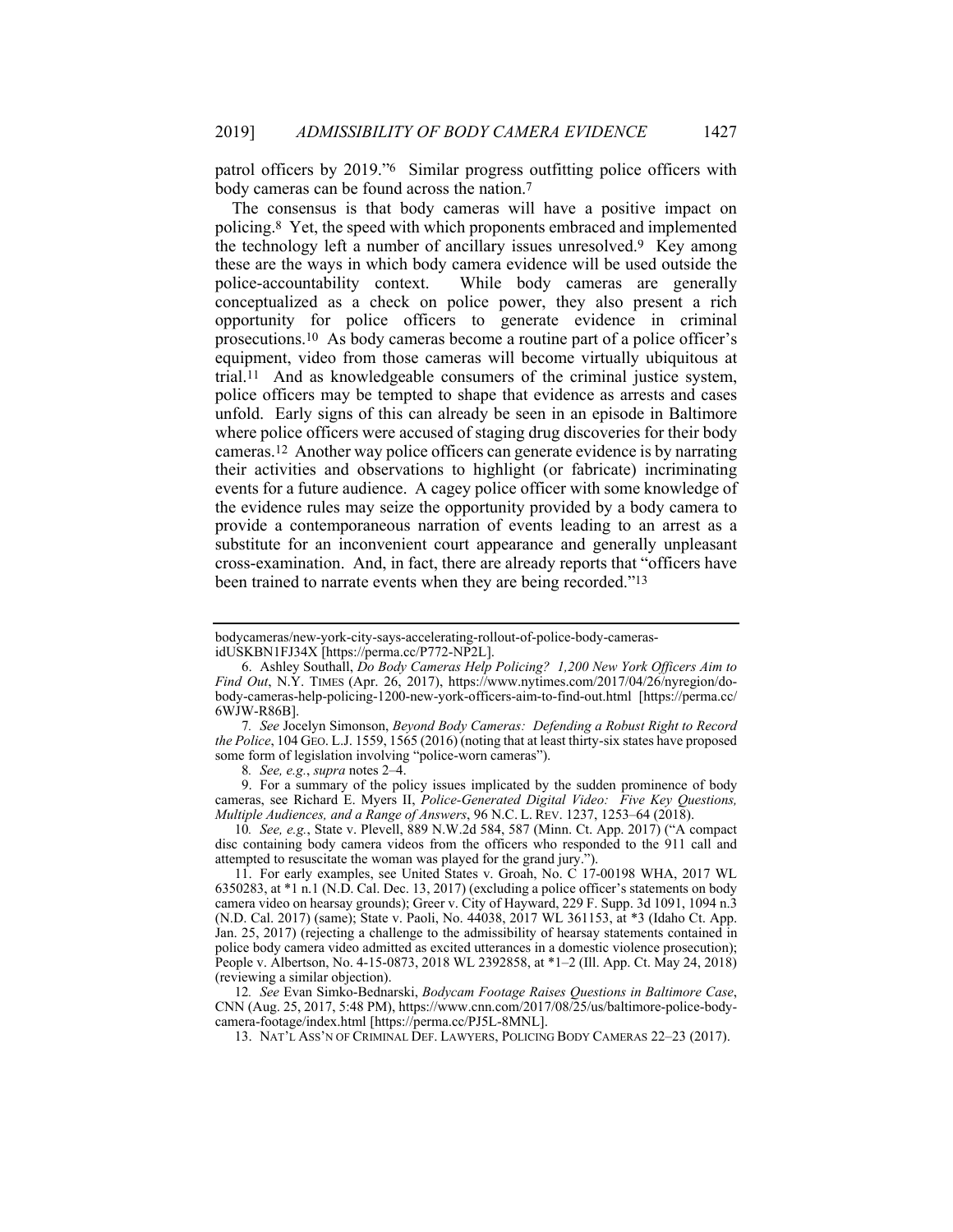patrol officers by 2019."[6] Similar progress outfitting police officers with body cameras can be found across the nation.[7]

The consensus is that body cameras will have a positive impact on policing.[8] Yet, the speed with which proponents embraced and implemented the technology left a number of ancillary issues unresolved.[9] Key among these are the ways in which body camera evidence will be used outside the police-accountability context. While body cameras are generally conceptualized as a check on police power, they also present a rich opportunity for police officers to generate evidence in criminal prosecutions.[10] As body cameras become a routine part of a police officer's equipment, video from those cameras will become virtually ubiquitous at trial.[11] And as knowledgeable consumers of the criminal justice system, police officers may be tempted to shape that evidence as arrests and cases unfold. Early signs of this can already be seen in an episode in Baltimore where police officers were accused of staging drug discoveries for their body cameras.[12] Another way police officers can generate evidence is by narrating their activities and observations to highlight (or fabricate) incriminating events for a future audience. A cagey police officer with some knowledge of the evidence rules may seize the opportunity provided by a body camera to provide a contemporaneous narration of events leading to an arrest as a substitute for an inconvenient court appearance and generally unpleasant cross-examination. And, in fact, there are already reports that "officers have been trained to narrate events when they are being recorded."[13]

---

bodycameras/new-york-city-says-accelerating-rollout-of-police-body-cameras-idUSKBN1FJ34X [https://perma.cc/P772-NP2L].

6. Ashley Southall, *Do Body Cameras Help Policing? 1,200 New York Officers Aim to Find Out*, N.Y. TIMES (Apr. 26, 2017), https://www.nytimes.com/2017/04/26/nyregion/do-body-cameras-help-policing-1200-new-york-officers-aim-to-find-out.html [https://perma.cc/6WJW-R86B].

7. *See* Jocelyn Simonson, *Beyond Body Cameras: Defending a Robust Right to Record the Police*, 104 GEO. L.J. 1559, 1565 (2016) (noting that at least thirty-six states have proposed some form of legislation involving "police-worn cameras").

8. *See, e.g.*, *supra* notes 2–4.

9. For a summary of the policy issues implicated by the sudden prominence of body cameras, see Richard E. Myers II, *Police-Generated Digital Video: Five Key Questions, Multiple Audiences, and a Range of Answers*, 96 N.C. L. REV. 1237, 1253–64 (2018).

10. *See, e.g.*, State v. Plevell, 889 N.W.2d 584, 587 (Minn. Ct. App. 2017) ("A compact disc containing body camera videos from the officers who responded to the 911 call and attempted to resuscitate the woman was played for the grand jury.").

11. For early examples, see United States v. Groah, No. C 17-00198 WHA, 2017 WL 6350283, at *1 n.1 (N.D. Cal. Dec. 13, 2017) (excluding a police officer's statements on body camera video on hearsay grounds); Greer v. City of Hayward, 229 F. Supp. 3d 1091, 1094 n.3 (N.D. Cal. 2017) (same); State v. Paoli, No. 44038, 2017 WL 361153, at *3 (Idaho Ct. App. Jan. 25, 2017) (rejecting a challenge to the admissibility of hearsay statements contained in police body camera video admitted as excited utterances in a domestic violence prosecution); People v. Albertson, No. 4-15-0873, 2018 WL 2392858, at *1–2 (Ill. App. Ct. May 24, 2018) (reviewing a similar objection).

12. *See* Evan Simko-Bednarski, *Bodycam Footage Raises Questions in Baltimore Case*, CNN (Aug. 25, 2017, 5:48 PM), https://www.cnn.com/2017/08/25/us/baltimore-police-body-camera-footage/index.html [https://perma.cc/PJ5L-8MNL].

13. NAT'L ASS'N OF CRIMINAL DEF. LAWYERS, POLICING BODY CAMERAS 22–23 (2017).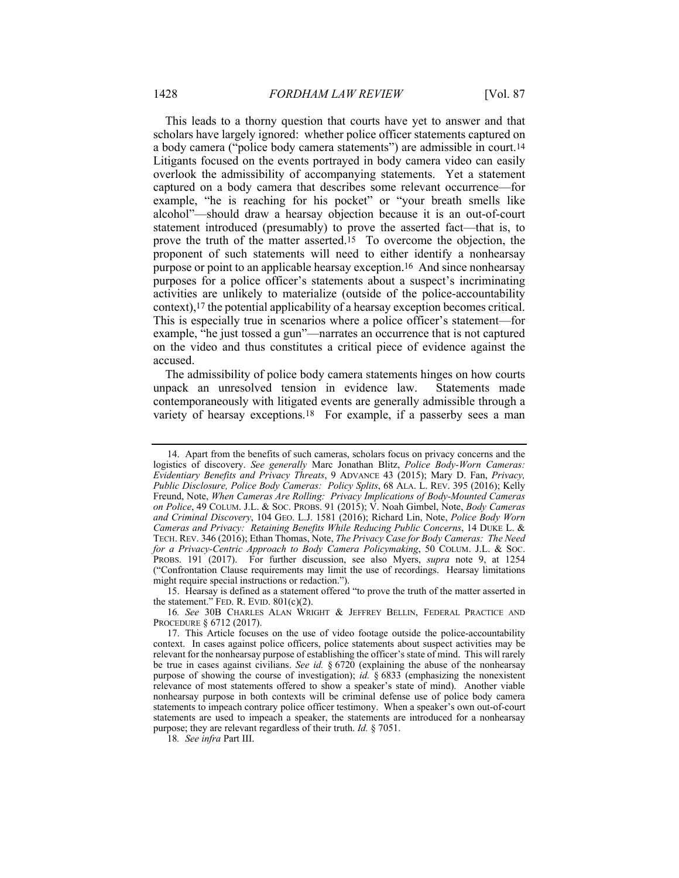This leads to a thorny question that courts have yet to answer and that scholars have largely ignored: whether police officer statements captured on a body camera ("police body camera statements") are admissible in court.[14] Litigants focused on the events portrayed in body camera video can easily overlook the admissibility of accompanying statements. Yet a statement captured on a body camera that describes some relevant occurrence—for example, "he is reaching for his pocket" or "your breath smells like alcohol"—should draw a hearsay objection because it is an out-of-court statement introduced (presumably) to prove the asserted fact—that is, to prove the truth of the matter asserted.[15] To overcome the objection, the proponent of such statements will need to either identify a nonhearsay purpose or point to an applicable hearsay exception.[16] And since nonhearsay purposes for a police officer's statements about a suspect's incriminating activities are unlikely to materialize (outside of the police-accountability context),[17] the potential applicability of a hearsay exception becomes critical. This is especially true in scenarios where a police officer's statement—for example, "he just tossed a gun"—narrates an occurrence that is not captured on the video and thus constitutes a critical piece of evidence against the accused.

The admissibility of police body camera statements hinges on how courts unpack an unresolved tension in evidence law. Statements made contemporaneously with litigated events are generally admissible through a variety of hearsay exceptions.[18] For example, if a passerby sees a man

---

14. Apart from the benefits of such cameras, scholars focus on privacy concerns and the logistics of discovery. *See generally* Marc Jonathan Blitz, *Police Body-Worn Cameras: Evidentiary Benefits and Privacy Threats*, 9 ADVANCE 43 (2015); Mary D. Fan, *Privacy, Public Disclosure, Police Body Cameras: Policy Splits*, 68 ALA. L. REV. 395 (2016); Kelly Freund, Note, *When Cameras Are Rolling: Privacy Implications of Body-Mounted Cameras on Police*, 49 COLUM. J.L. & SOC. PROBS. 91 (2015); V. Noah Gimbel, Note, *Body Cameras and Criminal Discovery*, 104 GEO. L.J. 1581 (2016); Richard Lin, Note, *Police Body Worn Cameras and Privacy: Retaining Benefits While Reducing Public Concerns*, 14 DUKE L. & TECH. REV. 346 (2016); Ethan Thomas, Note, *The Privacy Case for Body Cameras: The Need for a Privacy-Centric Approach to Body Camera Policymaking*, 50 COLUM. J.L. & SOC. PROBS. 191 (2017). For further discussion, see also Myers, *supra* note 9, at 1254 ("Confrontation Clause requirements may limit the use of recordings. Hearsay limitations might require special instructions or redaction.").

15. Hearsay is defined as a statement offered "to prove the truth of the matter asserted in the statement." FED. R. EVID. 801(c)(2).

16. *See* 30B CHARLES ALAN WRIGHT & JEFFREY BELLIN, FEDERAL PRACTICE AND PROCEDURE § 6712 (2017).

17. This Article focuses on the use of video footage outside the police-accountability context. In cases against police officers, police statements about suspect activities may be relevant for the nonhearsay purpose of establishing the officer's state of mind. This will rarely be true in cases against civilians. *See id.* § 6720 (explaining the abuse of the nonhearsay purpose of showing the course of investigation); *id.* § 6833 (emphasizing the nonexistent relevance of most statements offered to show a speaker's state of mind). Another viable nonhearsay purpose in both contexts will be criminal defense use of police body camera statements to impeach contrary police officer testimony. When a speaker's own out-of-court statements are used to impeach a speaker, the statements are introduced for a nonhearsay purpose; they are relevant regardless of their truth. *Id.* § 7051.

18. *See infra* Part III.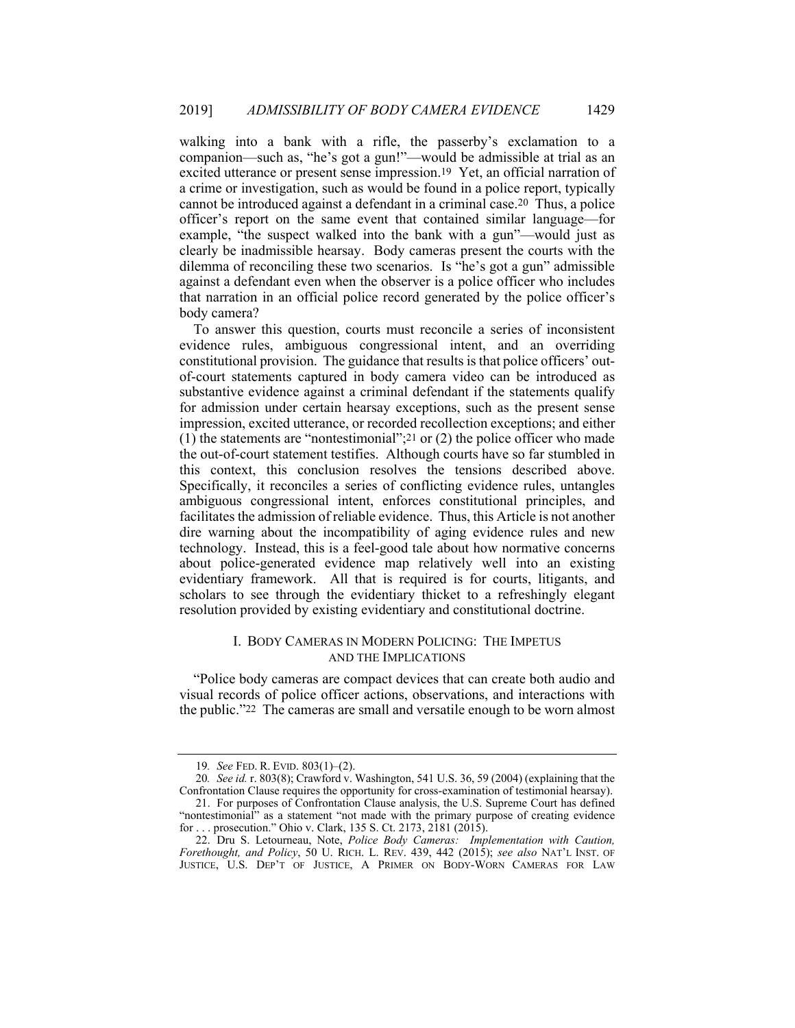walking into a bank with a rifle, the passerby's exclamation to a companion—such as, "he's got a gun!"—would be admissible at trial as an excited utterance or present sense impression.[19] Yet, an official narration of a crime or investigation, such as would be found in a police report, typically cannot be introduced against a defendant in a criminal case.[20] Thus, a police officer's report on the same event that contained similar language—for example, "the suspect walked into the bank with a gun"—would just as clearly be inadmissible hearsay. Body cameras present the courts with the dilemma of reconciling these two scenarios. Is "he's got a gun" admissible against a defendant even when the observer is a police officer who includes that narration in an official police record generated by the police officer's body camera?

To answer this question, courts must reconcile a series of inconsistent evidence rules, ambiguous congressional intent, and an overriding constitutional provision. The guidance that results is that police officers' out-of-court statements captured in body camera video can be introduced as substantive evidence against a criminal defendant if the statements qualify for admission under certain hearsay exceptions, such as the present sense impression, excited utterance, or recorded recollection exceptions; and either (1) the statements are "nontestimonial";[21] or (2) the police officer who made the out-of-court statement testifies. Although courts have so far stumbled in this context, this conclusion resolves the tensions described above. Specifically, it reconciles a series of conflicting evidence rules, untangles ambiguous congressional intent, enforces constitutional principles, and facilitates the admission of reliable evidence. Thus, this Article is not another dire warning about the incompatibility of aging evidence rules and new technology. Instead, this is a feel-good tale about how normative concerns about police-generated evidence map relatively well into an existing evidentiary framework. All that is required is for courts, litigants, and scholars to see through the evidentiary thicket to a refreshingly elegant resolution provided by existing evidentiary and constitutional doctrine.

## I. BODY CAMERAS IN MODERN POLICING: THE IMPETUS AND THE IMPLICATIONS

"Police body cameras are compact devices that can create both audio and visual records of police officer actions, observations, and interactions with the public."[22] The cameras are small and versatile enough to be worn almost

---

19. *See* FED. R. EVID. 803(1)–(2).

20. *See id.* r. 803(8); Crawford v. Washington, 541 U.S. 36, 59 (2004) (explaining that the Confrontation Clause requires the opportunity for cross-examination of testimonial hearsay).

21. For purposes of Confrontation Clause analysis, the U.S. Supreme Court has defined "nontestimonial" as a statement "not made with the primary purpose of creating evidence for . . . prosecution." Ohio v. Clark, 135 S. Ct. 2173, 2181 (2015).

22. Dru S. Letourneau, Note, *Police Body Cameras: Implementation with Caution, Forethought, and Policy*, 50 U. RICH. L. REV. 439, 442 (2015); *see also* NAT'L INST. OF JUSTICE, U.S. DEP'T OF JUSTICE, A PRIMER ON BODY-WORN CAMERAS FOR LAW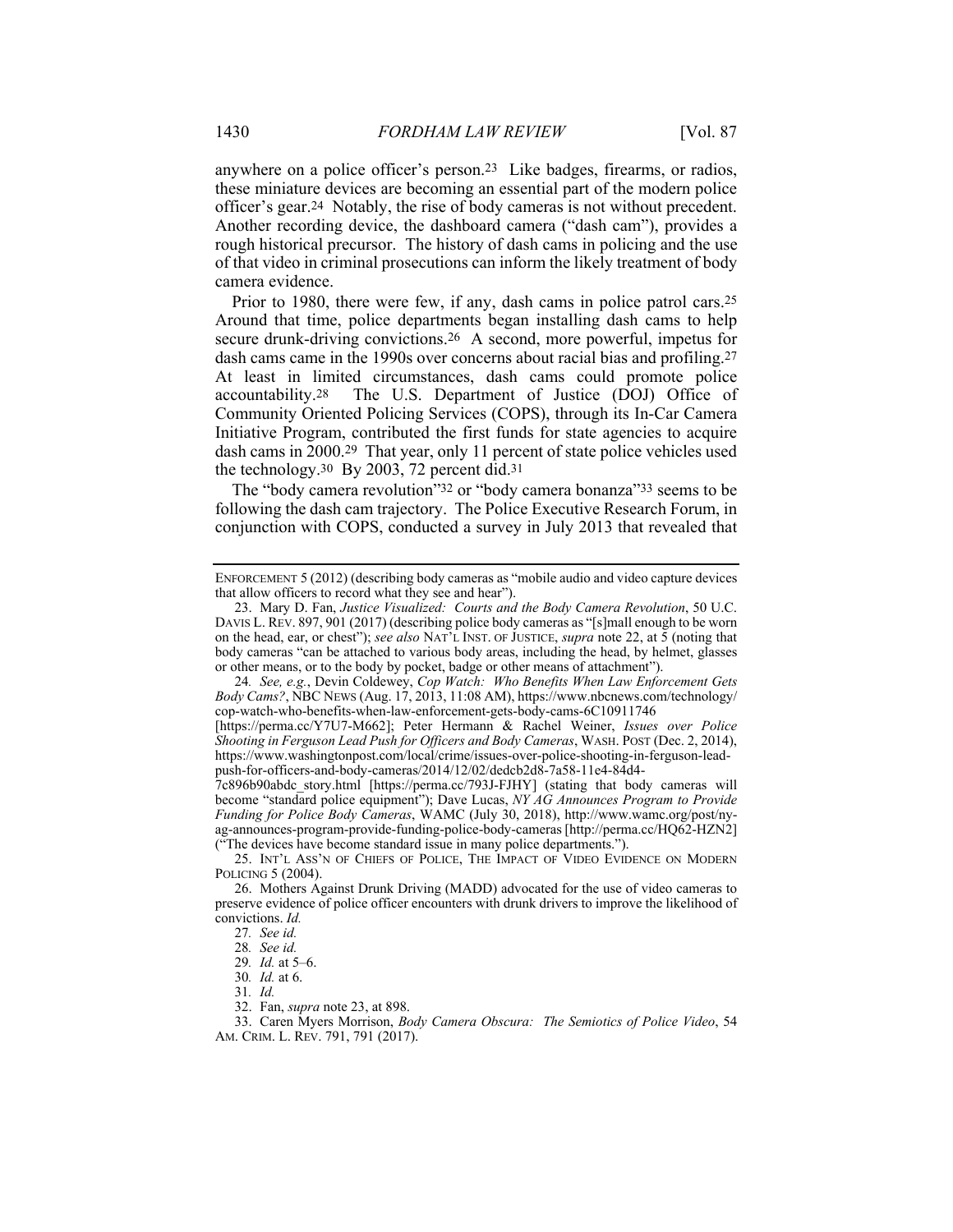anywhere on a police officer's person.[23] Like badges, firearms, or radios, these miniature devices are becoming an essential part of the modern police officer's gear.[24] Notably, the rise of body cameras is not without precedent. Another recording device, the dashboard camera ("dash cam"), provides a rough historical precursor. The history of dash cams in policing and the use of that video in criminal prosecutions can inform the likely treatment of body camera evidence.

Prior to 1980, there were few, if any, dash cams in police patrol cars.[25] Around that time, police departments began installing dash cams to help secure drunk-driving convictions.[26] A second, more powerful, impetus for dash cams came in the 1990s over concerns about racial bias and profiling.[27] At least in limited circumstances, dash cams could promote police accountability.[28] The U.S. Department of Justice (DOJ) Office of Community Oriented Policing Services (COPS), through its In-Car Camera Initiative Program, contributed the first funds for state agencies to acquire dash cams in 2000.[29] That year, only 11 percent of state police vehicles used the technology.[30] By 2003, 72 percent did.[31]

The "body camera revolution"[32] or "body camera bonanza"[33] seems to be following the dash cam trajectory. The Police Executive Research Forum, in conjunction with COPS, conducted a survey in July 2013 that revealed that

---

ENFORCEMENT 5 (2012) (describing body cameras as "mobile audio and video capture devices that allow officers to record what they see and hear").

23. Mary D. Fan, *Justice Visualized: Courts and the Body Camera Revolution*, 50 U.C. DAVIS L. REV. 897, 901 (2017) (describing police body cameras as "[s]mall enough to be worn on the head, ear, or chest"); *see also* NAT'L INST. OF JUSTICE, *supra* note 22, at 5 (noting that body cameras "can be attached to various body areas, including the head, by helmet, glasses or other means, or to the body by pocket, badge or other means of attachment").

24. *See, e.g.*, Devin Coldewey, *Cop Watch: Who Benefits When Law Enforcement Gets Body Cams?*, NBC NEWS (Aug. 17, 2013, 11:08 AM), https://www.nbcnews.com/technology/cop-watch-who-benefits-when-law-enforcement-gets-body-cams-6C10911746 [https://perma.cc/Y7U7-M662]; Peter Hermann & Rachel Weiner, *Issues over Police Shooting in Ferguson Lead Push for Officers and Body Cameras*, WASH. POST (Dec. 2, 2014), https://www.washingtonpost.com/local/crime/issues-over-police-shooting-in-ferguson-lead-push-for-officers-and-body-cameras/2014/12/02/dedcb2d8-7a58-11e4-84d4-7c896b90abdc_story.html [https://perma.cc/793J-FJHY] (stating that body cameras will become "standard police equipment"); Dave Lucas, *NY AG Announces Program to Provide Funding for Police Body Cameras*, WAMC (July 30, 2018), http://www.wamc.org/post/ny-ag-announces-program-provide-funding-police-body-cameras [http://perma.cc/HQ62-HZN2] ("The devices have become standard issue in many police departments.").

25. INT'L ASS'N OF CHIEFS OF POLICE, THE IMPACT OF VIDEO EVIDENCE ON MODERN POLICING 5 (2004).

26. Mothers Against Drunk Driving (MADD) advocated for the use of video cameras to preserve evidence of police officer encounters with drunk drivers to improve the likelihood of convictions. *Id.*

27. *See id.*

28. *See id.*

29. *Id.* at 5–6.

30. *Id.* at 6.

31. *Id.*

32. Fan, *supra* note 23, at 898.

33. Caren Myers Morrison, *Body Camera Obscura: The Semiotics of Police Video*, 54 AM. CRIM. L. REV. 791, 791 (2017).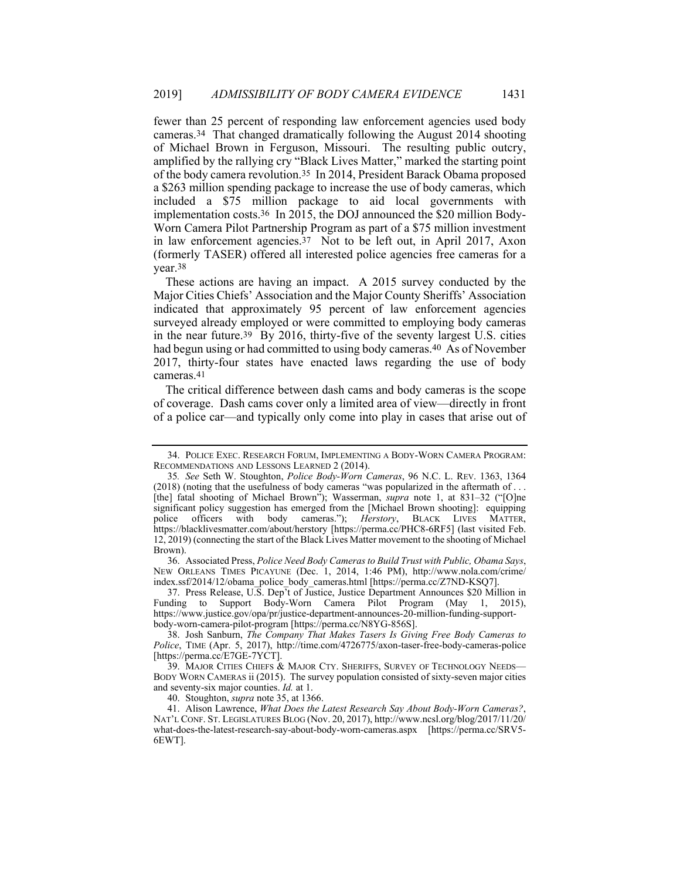fewer than 25 percent of responding law enforcement agencies used body cameras.[34] That changed dramatically following the August 2014 shooting of Michael Brown in Ferguson, Missouri. The resulting public outcry, amplified by the rallying cry "Black Lives Matter," marked the starting point of the body camera revolution.[35] In 2014, President Barack Obama proposed a $263 million spending package to increase the use of body cameras, which included a $75 million package to aid local governments with implementation costs.[36] In 2015, the DOJ announced the $20 million Body-Worn Camera Pilot Partnership Program as part of a $75 million investment in law enforcement agencies.[37] Not to be left out, in April 2017, Axon (formerly TASER) offered all interested police agencies free cameras for a year.[38]

These actions are having an impact. A 2015 survey conducted by the Major Cities Chiefs' Association and the Major County Sheriffs' Association indicated that approximately 95 percent of law enforcement agencies surveyed already employed or were committed to employing body cameras in the near future.[39] By 2016, thirty-five of the seventy largest U.S. cities had begun using or had committed to using body cameras.[40] As of November 2017, thirty-four states have enacted laws regarding the use of body cameras.[41]

The critical difference between dash cams and body cameras is the scope of coverage. Dash cams cover only a limited area of view—directly in front of a police car—and typically only come into play in cases that arise out of

---

34. POLICE EXEC. RESEARCH FORUM, IMPLEMENTING A BODY-WORN CAMERA PROGRAM: RECOMMENDATIONS AND LESSONS LEARNED 2 (2014).

35. *See* Seth W. Stoughton, *Police Body-Worn Cameras*, 96 N.C. L. REV. 1363, 1364 (2018) (noting that the usefulness of body cameras "was popularized in the aftermath of . . . [the] fatal shooting of Michael Brown"); Wasserman, *supra* note 1, at 831–32 ("[O]ne significant policy suggestion has emerged from the [Michael Brown shooting]: equipping police officers with body cameras."); *Herstory*, BLACK LIVES MATTER, https://blacklivesmatter.com/about/herstory [https://perma.cc/PHC8-6RF5] (last visited Feb. 12, 2019) (connecting the start of the Black Lives Matter movement to the shooting of Michael Brown).

36. Associated Press, *Police Need Body Cameras to Build Trust with Public, Obama Says*, NEW ORLEANS TIMES PICAYUNE (Dec. 1, 2014, 1:46 PM), http://www.nola.com/crime/index.ssf/2014/12/obama_police_body_cameras.html [https://perma.cc/Z7ND-KSQ7].

37. Press Release, U.S. Dep't of Justice, Justice Department Announces $20 Million in Funding to Support Body-Worn Camera Pilot Program (May 1, 2015), https://www.justice.gov/opa/pr/justice-department-announces-20-million-funding-support-body-worn-camera-pilot-program [https://perma.cc/N8YG-856S].

38. Josh Sanburn, *The Company That Makes Tasers Is Giving Free Body Cameras to Police*, TIME (Apr. 5, 2017), http://time.com/4726775/axon-taser-free-body-cameras-police [https://perma.cc/E7GE-7YCT].

39. MAJOR CITIES CHIEFS & MAJOR CTY. SHERIFFS, SURVEY OF TECHNOLOGY NEEDS—BODY WORN CAMERAS ii (2015). The survey population consisted of sixty-seven major cities and seventy-six major counties. *Id.* at 1.

40. Stoughton, *supra* note 35, at 1366.

41. Alison Lawrence, *What Does the Latest Research Say About Body-Worn Cameras?*, NAT'L CONF. ST. LEGISLATURES BLOG (Nov. 20, 2017), http://www.ncsl.org/blog/2017/11/20/what-does-the-latest-research-say-about-body-worn-cameras.aspx [https://perma.cc/SRV5-6EWT].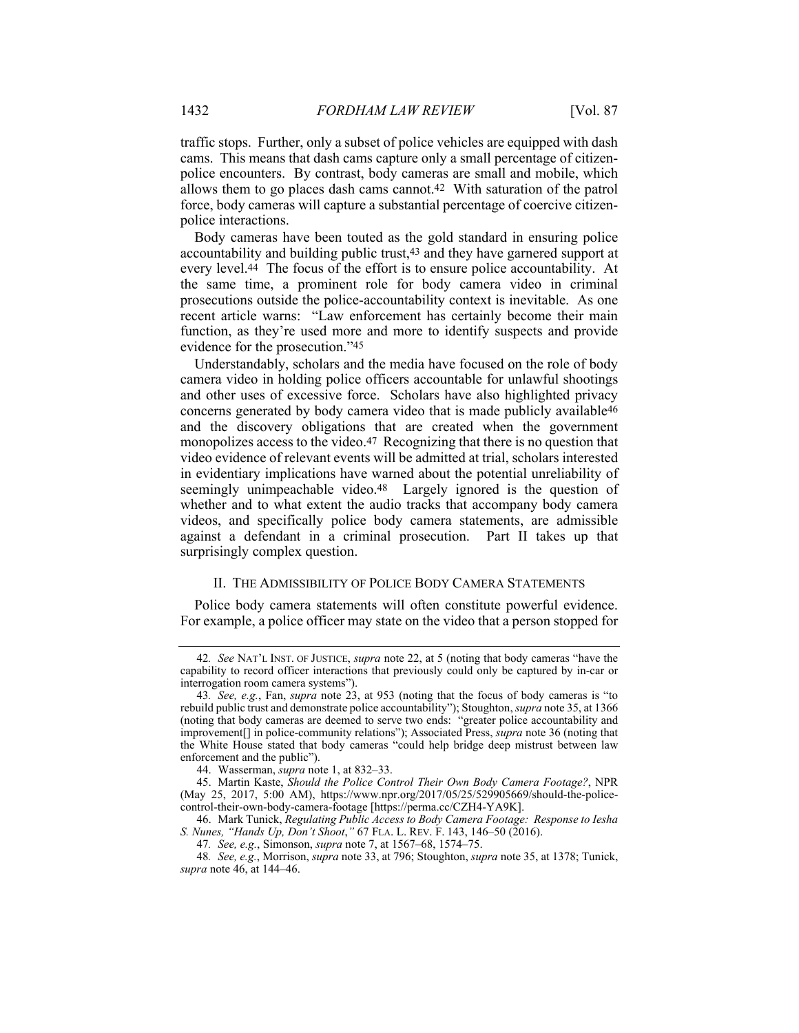traffic stops. Further, only a subset of police vehicles are equipped with dash cams. This means that dash cams capture only a small percentage of citizen-police encounters. By contrast, body cameras are small and mobile, which allows them to go places dash cams cannot.[42] With saturation of the patrol force, body cameras will capture a substantial percentage of coercive citizen-police interactions.

Body cameras have been touted as the gold standard in ensuring police accountability and building public trust,[43] and they have garnered support at every level.[44] The focus of the effort is to ensure police accountability. At the same time, a prominent role for body camera video in criminal prosecutions outside the police-accountability context is inevitable. As one recent article warns: "Law enforcement has certainly become their main function, as they're used more and more to identify suspects and provide evidence for the prosecution."[45]

Understandably, scholars and the media have focused on the role of body camera video in holding police officers accountable for unlawful shootings and other uses of excessive force. Scholars have also highlighted privacy concerns generated by body camera video that is made publicly available[46] and the discovery obligations that are created when the government monopolizes access to the video.[47] Recognizing that there is no question that video evidence of relevant events will be admitted at trial, scholars interested in evidentiary implications have warned about the potential unreliability of seemingly unimpeachable video.[48] Largely ignored is the question of whether and to what extent the audio tracks that accompany body camera videos, and specifically police body camera statements, are admissible against a defendant in a criminal prosecution. Part II takes up that surprisingly complex question.

## II. THE ADMISSIBILITY OF POLICE BODY CAMERA STATEMENTS

Police body camera statements will often constitute powerful evidence. For example, a police officer may state on the video that a person stopped for

---

42. *See* NAT'L INST. OF JUSTICE, *supra* note 22, at 5 (noting that body cameras "have the capability to record officer interactions that previously could only be captured by in-car or interrogation room camera systems").

43. *See, e.g.*, Fan, *supra* note 23, at 953 (noting that the focus of body cameras is "to rebuild public trust and demonstrate police accountability"); Stoughton, *supra* note 35, at 1366 (noting that body cameras are deemed to serve two ends: "greater police accountability and improvement[] in police-community relations"); Associated Press, *supra* note 36 (noting that the White House stated that body cameras "could help bridge deep mistrust between law enforcement and the public").

44. Wasserman, *supra* note 1, at 832–33.

45. Martin Kaste, *Should the Police Control Their Own Body Camera Footage?*, NPR (May 25, 2017, 5:00 AM), https://www.npr.org/2017/05/25/529905669/should-the-police-control-their-own-body-camera-footage [https://perma.cc/CZH4-YA9K].

46. Mark Tunick, *Regulating Public Access to Body Camera Footage: Response to Iesha S. Nunes, "Hands Up, Don't Shoot*,*"* 67 FLA. L. REV. F. 143, 146–50 (2016).

47. *See, e.g.*, Simonson, *supra* note 7, at 1567–68, 1574–75.

48. *See, e.g.*, Morrison, *supra* note 33, at 796; Stoughton, *supra* note 35, at 1378; Tunick, *supra* note 46, at 144–46.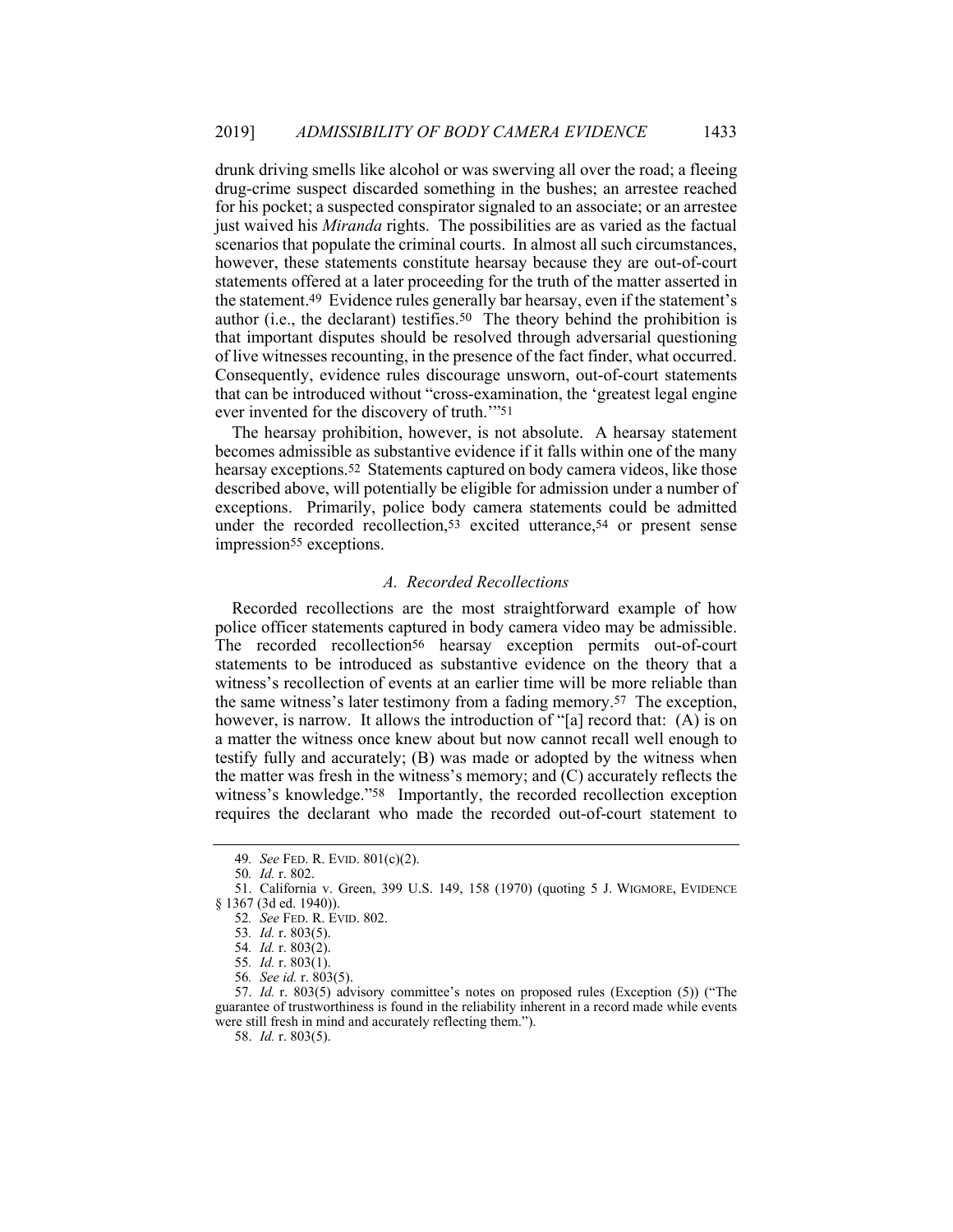drunk driving smells like alcohol or was swerving all over the road; a fleeing drug-crime suspect discarded something in the bushes; an arrestee reached for his pocket; a suspected conspirator signaled to an associate; or an arrestee just waived his *Miranda* rights. The possibilities are as varied as the factual scenarios that populate the criminal courts. In almost all such circumstances, however, these statements constitute hearsay because they are out-of-court statements offered at a later proceeding for the truth of the matter asserted in the statement.[49] Evidence rules generally bar hearsay, even if the statement's author (i.e., the declarant) testifies.[50] The theory behind the prohibition is that important disputes should be resolved through adversarial questioning of live witnesses recounting, in the presence of the fact finder, what occurred. Consequently, evidence rules discourage unsworn, out-of-court statements that can be introduced without "cross-examination, the 'greatest legal engine ever invented for the discovery of truth.'"[51]

The hearsay prohibition, however, is not absolute. A hearsay statement becomes admissible as substantive evidence if it falls within one of the many hearsay exceptions.[52] Statements captured on body camera videos, like those described above, will potentially be eligible for admission under a number of exceptions. Primarily, police body camera statements could be admitted under the recorded recollection,[53] excited utterance,[54] or present sense impression[55] exceptions.

### *A. Recorded Recollections*

Recorded recollections are the most straightforward example of how police officer statements captured in body camera video may be admissible. The recorded recollection[56] hearsay exception permits out-of-court statements to be introduced as substantive evidence on the theory that a witness's recollection of events at an earlier time will be more reliable than the same witness's later testimony from a fading memory.[57] The exception, however, is narrow. It allows the introduction of "[a] record that: (A) is on a matter the witness once knew about but now cannot recall well enough to testify fully and accurately; (B) was made or adopted by the witness when the matter was fresh in the witness's memory; and (C) accurately reflects the witness's knowledge."[58] Importantly, the recorded recollection exception requires the declarant who made the recorded out-of-court statement to

---

49. *See* FED. R. EVID. 801(c)(2).

50. *Id.* r. 802.

51. California v. Green, 399 U.S. 149, 158 (1970) (quoting 5 J. WIGMORE, EVIDENCE § 1367 (3d ed. 1940)).

52. *See* FED. R. EVID. 802.

53. *Id.* r. 803(5).

54. *Id.* r. 803(2).

55. *Id.* r. 803(1).

56. *See id.* r. 803(5).

57. *Id.* r. 803(5) advisory committee's notes on proposed rules (Exception (5)) ("The guarantee of trustworthiness is found in the reliability inherent in a record made while events were still fresh in mind and accurately reflecting them.").

58. *Id.* r. 803(5).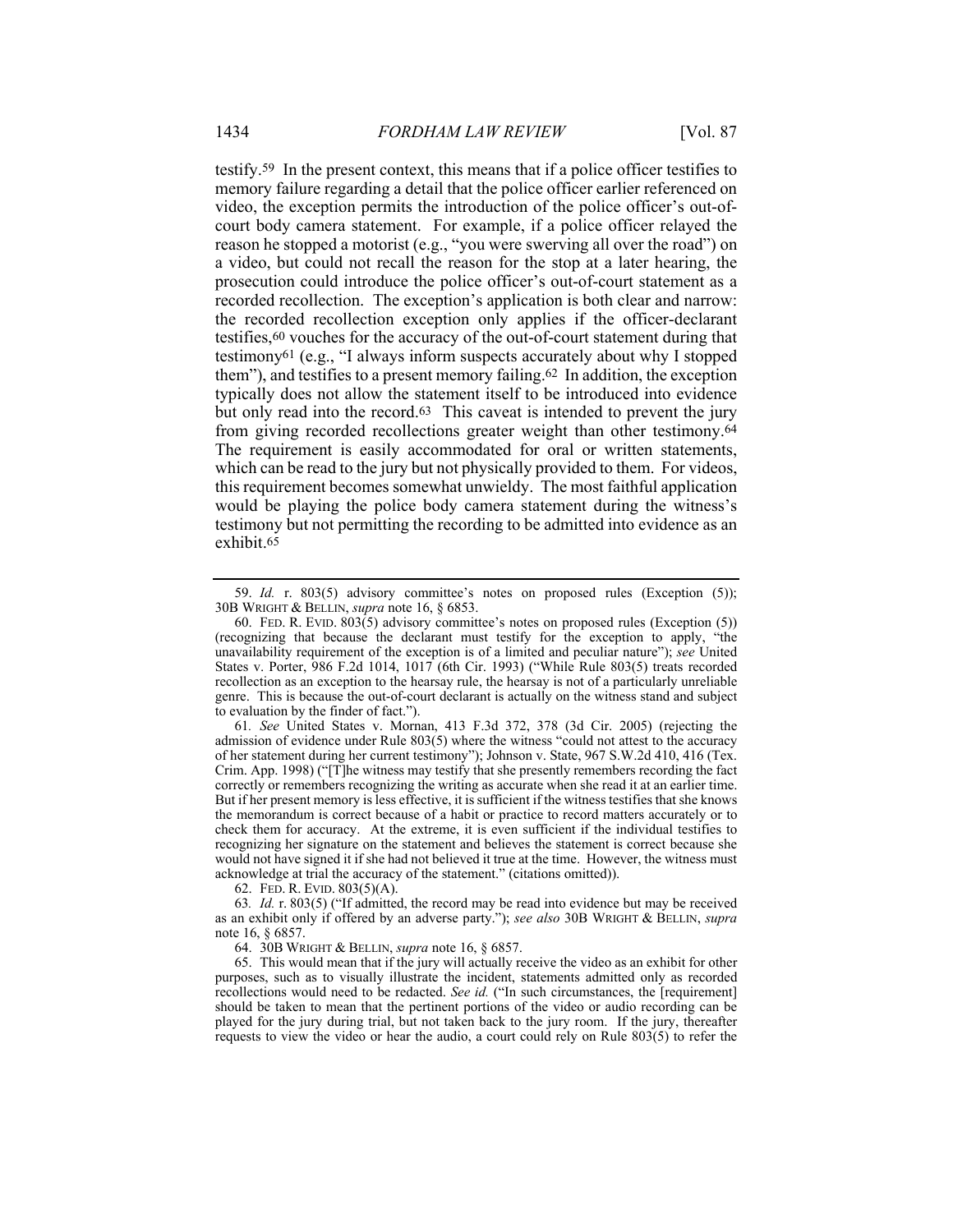testify.[59] In the present context, this means that if a police officer testifies to memory failure regarding a detail that the police officer earlier referenced on video, the exception permits the introduction of the police officer's out-of-court body camera statement. For example, if a police officer relayed the reason he stopped a motorist (e.g., "you were swerving all over the road") on a video, but could not recall the reason for the stop at a later hearing, the prosecution could introduce the police officer's out-of-court statement as a recorded recollection. The exception's application is both clear and narrow: the recorded recollection exception only applies if the officer-declarant testifies,[60] vouches for the accuracy of the out-of-court statement during that testimony[61] (e.g., "I always inform suspects accurately about why I stopped them"), and testifies to a present memory failing.[62] In addition, the exception typically does not allow the statement itself to be introduced into evidence but only read into the record.[63] This caveat is intended to prevent the jury from giving recorded recollections greater weight than other testimony.[64] The requirement is easily accommodated for oral or written statements, which can be read to the jury but not physically provided to them. For videos, this requirement becomes somewhat unwieldy. The most faithful application would be playing the police body camera statement during the witness's testimony but not permitting the recording to be admitted into evidence as an exhibit.[65]

---

59. *Id.* r. 803(5) advisory committee's notes on proposed rules (Exception (5)); 30B WRIGHT & BELLIN, *supra* note 16, § 6853.

60. FED. R. EVID. 803(5) advisory committee's notes on proposed rules (Exception (5)) (recognizing that because the declarant must testify for the exception to apply, "the unavailability requirement of the exception is of a limited and peculiar nature"); *see* United States v. Porter, 986 F.2d 1014, 1017 (6th Cir. 1993) ("While Rule 803(5) treats recorded recollection as an exception to the hearsay rule, the hearsay is not of a particularly unreliable genre. This is because the out-of-court declarant is actually on the witness stand and subject to evaluation by the finder of fact.").

61. *See* United States v. Mornan, 413 F.3d 372, 378 (3d Cir. 2005) (rejecting the admission of evidence under Rule 803(5) where the witness "could not attest to the accuracy of her statement during her current testimony"); Johnson v. State, 967 S.W.2d 410, 416 (Tex. Crim. App. 1998) ("[T]he witness may testify that she presently remembers recording the fact correctly or remembers recognizing the writing as accurate when she read it at an earlier time. But if her present memory is less effective, it is sufficient if the witness testifies that she knows the memorandum is correct because of a habit or practice to record matters accurately or to check them for accuracy. At the extreme, it is even sufficient if the individual testifies to recognizing her signature on the statement and believes the statement is correct because she would not have signed it if she had not believed it true at the time. However, the witness must acknowledge at trial the accuracy of the statement." (citations omitted)).

62. FED. R. EVID. 803(5)(A).

63. *Id.* r. 803(5) ("If admitted, the record may be read into evidence but may be received as an exhibit only if offered by an adverse party."); *see also* 30B WRIGHT & BELLIN, *supra* note 16, § 6857.

64. 30B WRIGHT & BELLIN, *supra* note 16, § 6857.

65. This would mean that if the jury will actually receive the video as an exhibit for other purposes, such as to visually illustrate the incident, statements admitted only as recorded recollections would need to be redacted. *See id.* ("In such circumstances, the [requirement] should be taken to mean that the pertinent portions of the video or audio recording can be played for the jury during trial, but not taken back to the jury room. If the jury, thereafter requests to view the video or hear the audio, a court could rely on Rule 803(5) to refer the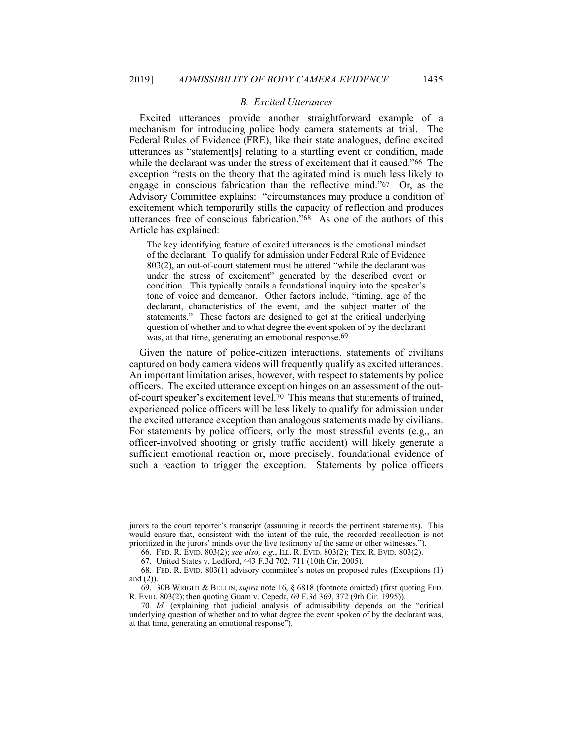### *B. Excited Utterances*

Excited utterances provide another straightforward example of a mechanism for introducing police body camera statements at trial. The Federal Rules of Evidence (FRE), like their state analogues, define excited utterances as "statement[s] relating to a startling event or condition, made while the declarant was under the stress of excitement that it caused."[66] The exception "rests on the theory that the agitated mind is much less likely to engage in conscious fabrication than the reflective mind."[67] Or, as the Advisory Committee explains: "circumstances may produce a condition of excitement which temporarily stills the capacity of reflection and produces utterances free of conscious fabrication."[68] As one of the authors of this Article has explained:

> The key identifying feature of excited utterances is the emotional mindset of the declarant. To qualify for admission under Federal Rule of Evidence 803(2), an out-of-court statement must be uttered "while the declarant was under the stress of excitement" generated by the described event or condition. This typically entails a foundational inquiry into the speaker's tone of voice and demeanor. Other factors include, "timing, age of the declarant, characteristics of the event, and the subject matter of the statements." These factors are designed to get at the critical underlying question of whether and to what degree the event spoken of by the declarant was, at that time, generating an emotional response.[69]

Given the nature of police-citizen interactions, statements of civilians captured on body camera videos will frequently qualify as excited utterances. An important limitation arises, however, with respect to statements by police officers. The excited utterance exception hinges on an assessment of the out-of-court speaker's excitement level.[70] This means that statements of trained, experienced police officers will be less likely to qualify for admission under the excited utterance exception than analogous statements made by civilians. For statements by police officers, only the most stressful events (e.g., an officer-involved shooting or grisly traffic accident) will likely generate a sufficient emotional reaction or, more precisely, foundational evidence of such a reaction to trigger the exception. Statements by police officers

---

jurors to the court reporter's transcript (assuming it records the pertinent statements). This would ensure that, consistent with the intent of the rule, the recorded recollection is not prioritized in the jurors' minds over the live testimony of the same or other witnesses.").

66. FED. R. EVID. 803(2); *see also, e.g.*, ILL. R. EVID. 803(2); TEX. R. EVID. 803(2).

67. United States v. Ledford, 443 F.3d 702, 711 (10th Cir. 2005).

68. FED. R. EVID. 803(1) advisory committee's notes on proposed rules (Exceptions (1) and (2)).

69. 30B WRIGHT & BELLIN, *supra* note 16, § 6818 (footnote omitted) (first quoting FED. R. EVID. 803(2); then quoting Guam v. Cepeda, 69 F.3d 369, 372 (9th Cir. 1995)).

70. *Id.* (explaining that judicial analysis of admissibility depends on the "critical underlying question of whether and to what degree the event spoken of by the declarant was, at that time, generating an emotional response").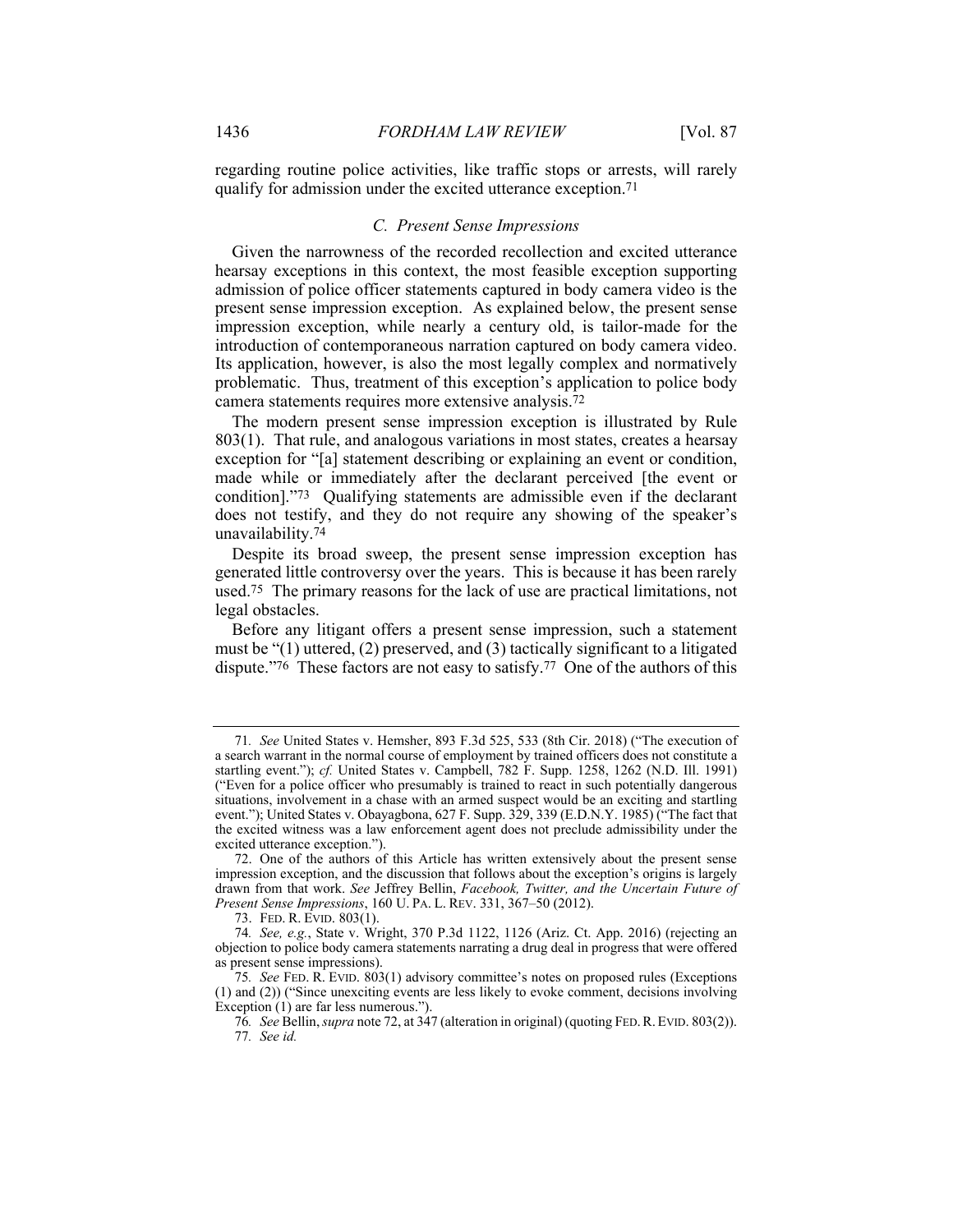regarding routine police activities, like traffic stops or arrests, will rarely qualify for admission under the excited utterance exception.[71]

### *C. Present Sense Impressions*

Given the narrowness of the recorded recollection and excited utterance hearsay exceptions in this context, the most feasible exception supporting admission of police officer statements captured in body camera video is the present sense impression exception. As explained below, the present sense impression exception, while nearly a century old, is tailor-made for the introduction of contemporaneous narration captured on body camera video. Its application, however, is also the most legally complex and normatively problematic. Thus, treatment of this exception's application to police body camera statements requires more extensive analysis.[72]

The modern present sense impression exception is illustrated by Rule 803(1). That rule, and analogous variations in most states, creates a hearsay exception for "[a] statement describing or explaining an event or condition, made while or immediately after the declarant perceived [the event or condition]."[73] Qualifying statements are admissible even if the declarant does not testify, and they do not require any showing of the speaker's unavailability.[74]

Despite its broad sweep, the present sense impression exception has generated little controversy over the years. This is because it has been rarely used.[75] The primary reasons for the lack of use are practical limitations, not legal obstacles.

Before any litigant offers a present sense impression, such a statement must be "(1) uttered, (2) preserved, and (3) tactically significant to a litigated dispute."[76] These factors are not easy to satisfy.[77] One of the authors of this

---

71. *See* United States v. Hemsher, 893 F.3d 525, 533 (8th Cir. 2018) ("The execution of a search warrant in the normal course of employment by trained officers does not constitute a startling event."); *cf.* United States v. Campbell, 782 F. Supp. 1258, 1262 (N.D. Ill. 1991) ("Even for a police officer who presumably is trained to react in such potentially dangerous situations, involvement in a chase with an armed suspect would be an exciting and startling event."); United States v. Obayagbona, 627 F. Supp. 329, 339 (E.D.N.Y. 1985) ("The fact that the excited witness was a law enforcement agent does not preclude admissibility under the excited utterance exception.").

72. One of the authors of this Article has written extensively about the present sense impression exception, and the discussion that follows about the exception's origins is largely drawn from that work. *See* Jeffrey Bellin, *Facebook, Twitter, and the Uncertain Future of Present Sense Impressions*, 160 U. PA. L. REV. 331, 367–50 (2012).

73. FED. R. EVID. 803(1).

74. *See, e.g.*, State v. Wright, 370 P.3d 1122, 1126 (Ariz. Ct. App. 2016) (rejecting an objection to police body camera statements narrating a drug deal in progress that were offered as present sense impressions).

75. *See* FED. R. EVID. 803(1) advisory committee's notes on proposed rules (Exceptions (1) and (2)) ("Since unexciting events are less likely to evoke comment, decisions involving Exception (1) are far less numerous.").

76. *See* Bellin, *supra* note 72, at 347 (alteration in original) (quoting FED. R. EVID. 803(2)).

77. *See id.*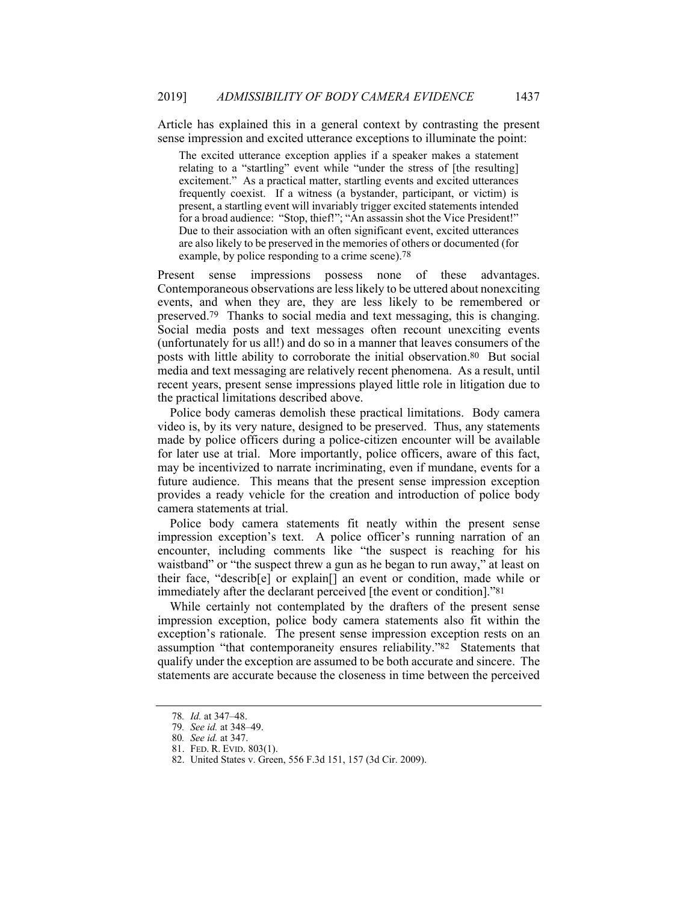Article has explained this in a general context by contrasting the present sense impression and excited utterance exceptions to illuminate the point:

> The excited utterance exception applies if a speaker makes a statement relating to a "startling" event while "under the stress of [the resulting] excitement." As a practical matter, startling events and excited utterances frequently coexist. If a witness (a bystander, participant, or victim) is present, a startling event will invariably trigger excited statements intended for a broad audience: "Stop, thief!"; "An assassin shot the Vice President!" Due to their association with an often significant event, excited utterances are also likely to be preserved in the memories of others or documented (for example, by police responding to a crime scene).[78]

Present sense impressions possess none of these advantages. Contemporaneous observations are less likely to be uttered about nonexciting events, and when they are, they are less likely to be remembered or preserved.[79] Thanks to social media and text messaging, this is changing. Social media posts and text messages often recount unexciting events (unfortunately for us all!) and do so in a manner that leaves consumers of the posts with little ability to corroborate the initial observation.[80] But social media and text messaging are relatively recent phenomena. As a result, until recent years, present sense impressions played little role in litigation due to the practical limitations described above.

Police body cameras demolish these practical limitations. Body camera video is, by its very nature, designed to be preserved. Thus, any statements made by police officers during a police-citizen encounter will be available for later use at trial. More importantly, police officers, aware of this fact, may be incentivized to narrate incriminating, even if mundane, events for a future audience. This means that the present sense impression exception provides a ready vehicle for the creation and introduction of police body camera statements at trial.

Police body camera statements fit neatly within the present sense impression exception's text. A police officer's running narration of an encounter, including comments like "the suspect is reaching for his waistband" or "the suspect threw a gun as he began to run away," at least on their face, "describ[e] or explain[] an event or condition, made while or immediately after the declarant perceived [the event or condition]."[81]

While certainly not contemplated by the drafters of the present sense impression exception, police body camera statements also fit within the exception's rationale. The present sense impression exception rests on an assumption "that contemporaneity ensures reliability."[82] Statements that qualify under the exception are assumed to be both accurate and sincere. The statements are accurate because the closeness in time between the perceived

---

78. *Id.* at 347–48.

79. *See id.* at 348–49.

80. *See id.* at 347.

81. FED. R. EVID. 803(1).

82. United States v. Green, 556 F.3d 151, 157 (3d Cir. 2009).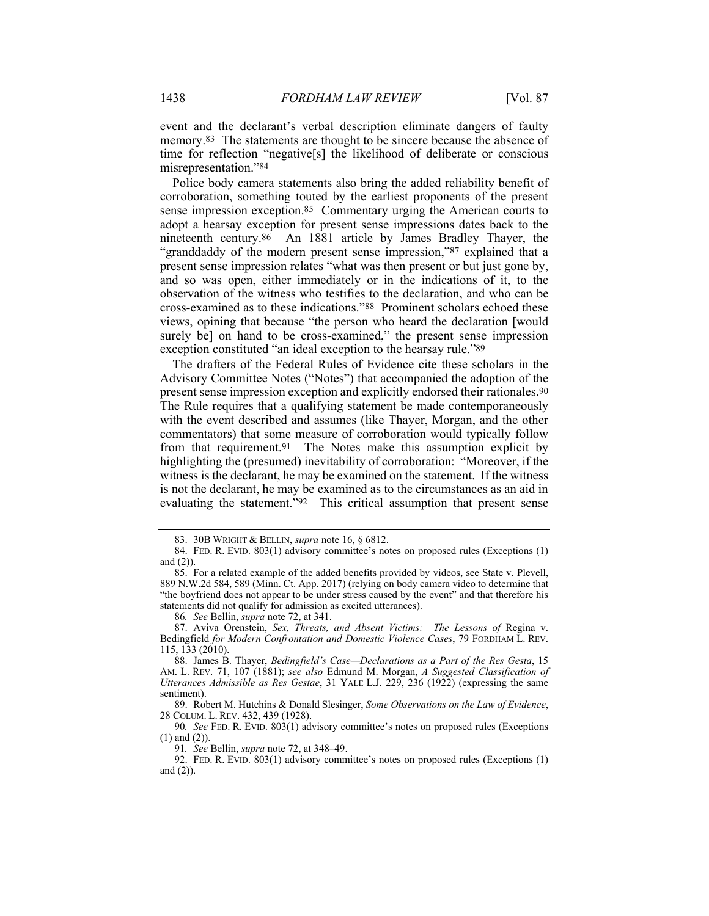event and the declarant's verbal description eliminate dangers of faulty memory.[83] The statements are thought to be sincere because the absence of time for reflection "negative[s] the likelihood of deliberate or conscious misrepresentation."[84]

Police body camera statements also bring the added reliability benefit of corroboration, something touted by the earliest proponents of the present sense impression exception.[85] Commentary urging the American courts to adopt a hearsay exception for present sense impressions dates back to the nineteenth century.[86] An 1881 article by James Bradley Thayer, the "granddaddy of the modern present sense impression,"[87] explained that a present sense impression relates "what was then present or but just gone by, and so was open, either immediately or in the indications of it, to the observation of the witness who testifies to the declaration, and who can be cross-examined as to these indications."[88] Prominent scholars echoed these views, opining that because "the person who heard the declaration [would surely be] on hand to be cross-examined," the present sense impression exception constituted "an ideal exception to the hearsay rule."[89]

The drafters of the Federal Rules of Evidence cite these scholars in the Advisory Committee Notes ("Notes") that accompanied the adoption of the present sense impression exception and explicitly endorsed their rationales.[90] The Rule requires that a qualifying statement be made contemporaneously with the event described and assumes (like Thayer, Morgan, and the other commentators) that some measure of corroboration would typically follow from that requirement.[91] The Notes make this assumption explicit by highlighting the (presumed) inevitability of corroboration: "Moreover, if the witness is the declarant, he may be examined on the statement. If the witness is not the declarant, he may be examined as to the circumstances as an aid in evaluating the statement."[92] This critical assumption that present sense

---

83. 30B WRIGHT & BELLIN, *supra* note 16, § 6812.

84. FED. R. EVID. 803(1) advisory committee's notes on proposed rules (Exceptions (1) and (2)).

85. For a related example of the added benefits provided by videos, see State v. Plevell, 889 N.W.2d 584, 589 (Minn. Ct. App. 2017) (relying on body camera video to determine that "the boyfriend does not appear to be under stress caused by the event" and that therefore his statements did not qualify for admission as excited utterances).

86. *See* Bellin, *supra* note 72, at 341.

87. Aviva Orenstein, *Sex, Threats, and Absent Victims: The Lessons of* Regina v. Bedingfield *for Modern Confrontation and Domestic Violence Cases*, 79 FORDHAM L. REV. 115, 133 (2010).

88. James B. Thayer, *Bedingfield's Case—Declarations as a Part of the Res Gesta*, 15 AM. L. REV. 71, 107 (1881); *see also* Edmund M. Morgan, *A Suggested Classification of Utterances Admissible as Res Gestae*, 31 YALE L.J. 229, 236 (1922) (expressing the same sentiment).

89. Robert M. Hutchins & Donald Slesinger, *Some Observations on the Law of Evidence*, 28 COLUM. L. REV. 432, 439 (1928).

90. *See* FED. R. EVID. 803(1) advisory committee's notes on proposed rules (Exceptions (1) and (2)).

91. *See* Bellin, *supra* note 72, at 348–49.

92. FED. R. EVID. 803(1) advisory committee's notes on proposed rules (Exceptions (1) and (2)).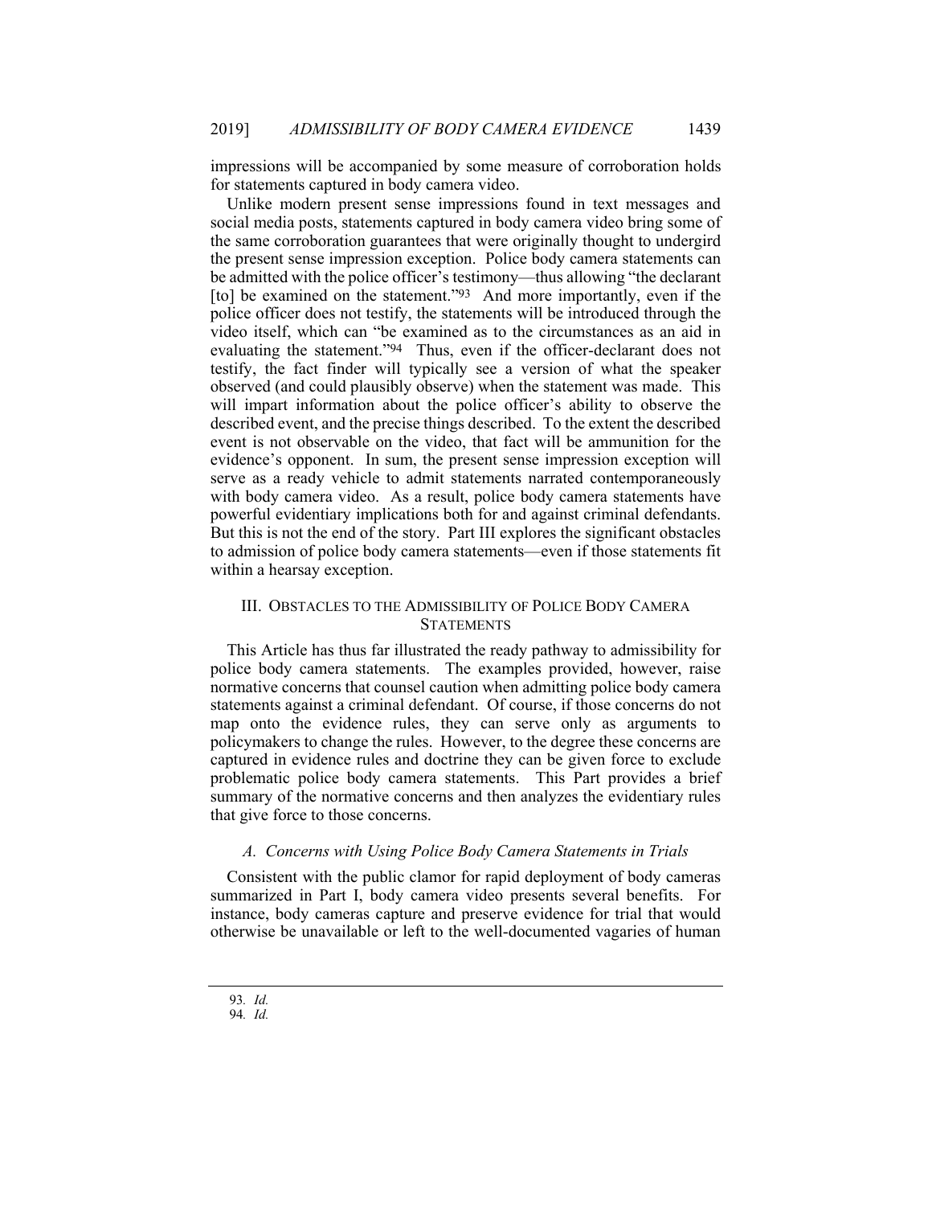impressions will be accompanied by some measure of corroboration holds for statements captured in body camera video.

Unlike modern present sense impressions found in text messages and social media posts, statements captured in body camera video bring some of the same corroboration guarantees that were originally thought to undergird the present sense impression exception. Police body camera statements can be admitted with the police officer's testimony—thus allowing "the declarant [to] be examined on the statement."[93] And more importantly, even if the police officer does not testify, the statements will be introduced through the video itself, which can "be examined as to the circumstances as an aid in evaluating the statement."[94] Thus, even if the officer-declarant does not testify, the fact finder will typically see a version of what the speaker observed (and could plausibly observe) when the statement was made. This will impart information about the police officer's ability to observe the described event, and the precise things described. To the extent the described event is not observable on the video, that fact will be ammunition for the evidence's opponent. In sum, the present sense impression exception will serve as a ready vehicle to admit statements narrated contemporaneously with body camera video. As a result, police body camera statements have powerful evidentiary implications both for and against criminal defendants. But this is not the end of the story. Part III explores the significant obstacles to admission of police body camera statements—even if those statements fit within a hearsay exception.

## III. OBSTACLES TO THE ADMISSIBILITY OF POLICE BODY CAMERA STATEMENTS

This Article has thus far illustrated the ready pathway to admissibility for police body camera statements. The examples provided, however, raise normative concerns that counsel caution when admitting police body camera statements against a criminal defendant. Of course, if those concerns do not map onto the evidence rules, they can serve only as arguments to policymakers to change the rules. However, to the degree these concerns are captured in evidence rules and doctrine they can be given force to exclude problematic police body camera statements. This Part provides a brief summary of the normative concerns and then analyzes the evidentiary rules that give force to those concerns.

### *A. Concerns with Using Police Body Camera Statements in Trials*

Consistent with the public clamor for rapid deployment of body cameras summarized in Part I, body camera video presents several benefits. For instance, body cameras capture and preserve evidence for trial that would otherwise be unavailable or left to the well-documented vagaries of human

93. *Id.*
94. *Id.*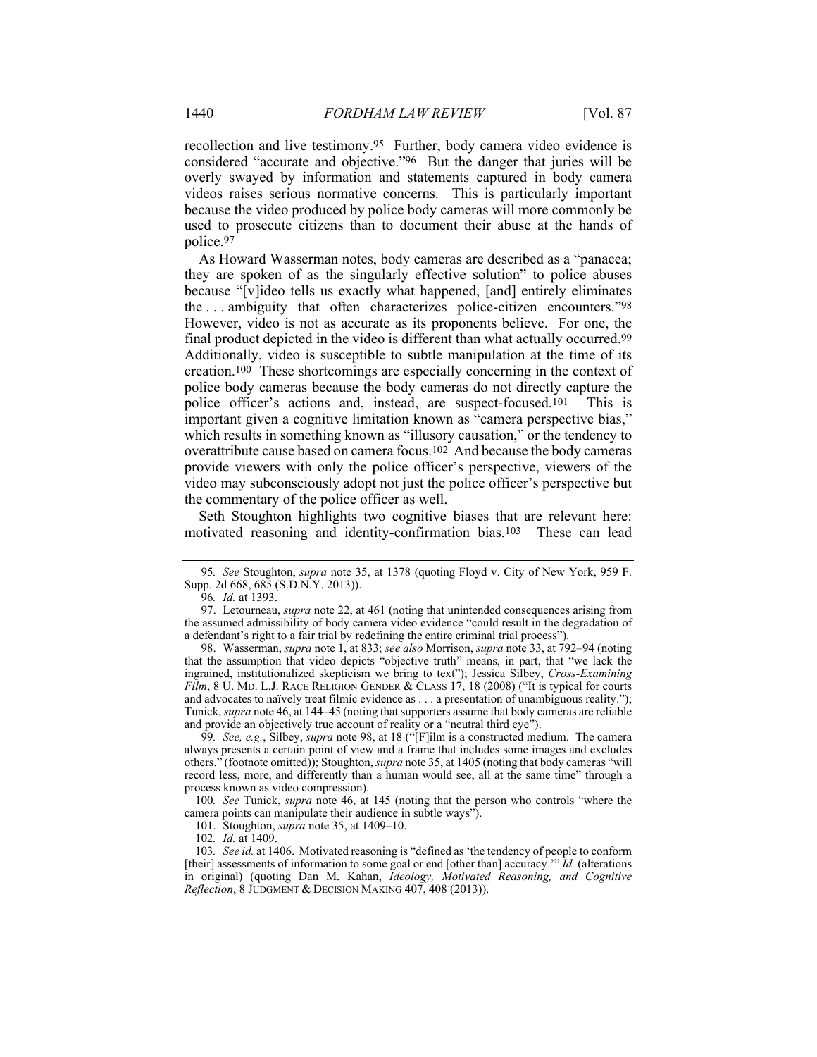recollection and live testimony.[95] Further, body camera video evidence is considered "accurate and objective."[96] But the danger that juries will be overly swayed by information and statements captured in body camera videos raises serious normative concerns. This is particularly important because the video produced by police body cameras will more commonly be used to prosecute citizens than to document their abuse at the hands of police.[97]

As Howard Wasserman notes, body cameras are described as a "panacea; they are spoken of as the singularly effective solution" to police abuses because "[v]ideo tells us exactly what happened, [and] entirely eliminates the . . . ambiguity that often characterizes police-citizen encounters."[98] However, video is not as accurate as its proponents believe. For one, the final product depicted in the video is different than what actually occurred.[99] Additionally, video is susceptible to subtle manipulation at the time of its creation.[100] These shortcomings are especially concerning in the context of police body cameras because the body cameras do not directly capture the police officer's actions and, instead, are suspect-focused.[101] This is important given a cognitive limitation known as "camera perspective bias," which results in something known as "illusory causation," or the tendency to overattribute cause based on camera focus.[102] And because the body cameras provide viewers with only the police officer's perspective, viewers of the video may subconsciously adopt not just the police officer's perspective but the commentary of the police officer as well.

Seth Stoughton highlights two cognitive biases that are relevant here: motivated reasoning and identity-confirmation bias.[103] These can lead

---

95. *See* Stoughton, *supra* note 35, at 1378 (quoting Floyd v. City of New York, 959 F. Supp. 2d 668, 685 (S.D.N.Y. 2013)).

96. *Id.* at 1393.

97. Letourneau, *supra* note 22, at 461 (noting that unintended consequences arising from the assumed admissibility of body camera video evidence "could result in the degradation of a defendant's right to a fair trial by redefining the entire criminal trial process").

98. Wasserman, *supra* note 1, at 833; *see also* Morrison, *supra* note 33, at 792–94 (noting that the assumption that video depicts "objective truth" means, in part, that "we lack the ingrained, institutionalized skepticism we bring to text"); Jessica Silbey, *Cross-Examining Film*, 8 U. MD. L.J. RACE RELIGION GENDER & CLASS 17, 18 (2008) ("It is typical for courts and advocates to naïvely treat filmic evidence as . . . a presentation of unambiguous reality."); Tunick, *supra* note 46, at 144–45 (noting that supporters assume that body cameras are reliable and provide an objectively true account of reality or a "neutral third eye").

99. *See, e.g.*, Silbey, *supra* note 98, at 18 ("[F]ilm is a constructed medium. The camera always presents a certain point of view and a frame that includes some images and excludes others." (footnote omitted)); Stoughton, *supra* note 35, at 1405 (noting that body cameras "will record less, more, and differently than a human would see, all at the same time" through a process known as video compression).

100. *See* Tunick, *supra* note 46, at 145 (noting that the person who controls "where the camera points can manipulate their audience in subtle ways").

101. Stoughton, *supra* note 35, at 1409–10.

102. *Id.* at 1409.

103. *See id.* at 1406. Motivated reasoning is "defined as 'the tendency of people to conform [their] assessments of information to some goal or end [other than] accuracy.'" *Id.* (alterations in original) (quoting Dan M. Kahan, *Ideology, Motivated Reasoning, and Cognitive Reflection*, 8 JUDGMENT & DECISION MAKING 407, 408 (2013)).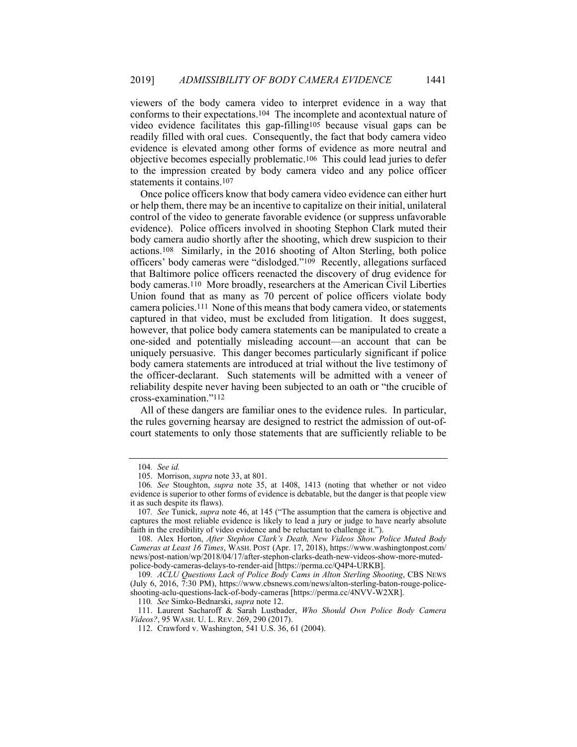viewers of the body camera video to interpret evidence in a way that conforms to their expectations.[104] The incomplete and acontextual nature of video evidence facilitates this gap-filling[105] because visual gaps can be readily filled with oral cues. Consequently, the fact that body camera video evidence is elevated among other forms of evidence as more neutral and objective becomes especially problematic.[106] This could lead juries to defer to the impression created by body camera video and any police officer statements it contains.[107]

Once police officers know that body camera video evidence can either hurt or help them, there may be an incentive to capitalize on their initial, unilateral control of the video to generate favorable evidence (or suppress unfavorable evidence). Police officers involved in shooting Stephon Clark muted their body camera audio shortly after the shooting, which drew suspicion to their actions.[108] Similarly, in the 2016 shooting of Alton Sterling, both police officers' body cameras were "dislodged."[109] Recently, allegations surfaced that Baltimore police officers reenacted the discovery of drug evidence for body cameras.[110] More broadly, researchers at the American Civil Liberties Union found that as many as 70 percent of police officers violate body camera policies.[111] None of this means that body camera video, or statements captured in that video, must be excluded from litigation. It does suggest, however, that police body camera statements can be manipulated to create a one-sided and potentially misleading account—an account that can be uniquely persuasive. This danger becomes particularly significant if police body camera statements are introduced at trial without the live testimony of the officer-declarant. Such statements will be admitted with a veneer of reliability despite never having been subjected to an oath or "the crucible of cross-examination."[112]

All of these dangers are familiar ones to the evidence rules. In particular, the rules governing hearsay are designed to restrict the admission of out-of-court statements to only those statements that are sufficiently reliable to be

---

104. *See id.*

105. Morrison, *supra* note 33, at 801.

106. *See* Stoughton, *supra* note 35, at 1408, 1413 (noting that whether or not video evidence is superior to other forms of evidence is debatable, but the danger is that people view it as such despite its flaws).

107. *See* Tunick, *supra* note 46, at 145 ("The assumption that the camera is objective and captures the most reliable evidence is likely to lead a jury or judge to have nearly absolute faith in the credibility of video evidence and be reluctant to challenge it.").

108. Alex Horton, *After Stephon Clark's Death, New Videos Show Police Muted Body Cameras at Least 16 Times*, WASH. POST (Apr. 17, 2018), https://www.washingtonpost.com/news/post-nation/wp/2018/04/17/after-stephon-clarks-death-new-videos-show-more-muted-police-body-cameras-delays-to-render-aid [https://perma.cc/Q4P4-URKB].

109. *ACLU Questions Lack of Police Body Cams in Alton Sterling Shooting*, CBS NEWS (July 6, 2016, 7:30 PM), https://www.cbsnews.com/news/alton-sterling-baton-rouge-police-shooting-aclu-questions-lack-of-body-cameras [https://perma.cc/4NVV-W2XR].

110. *See* Simko-Bednarski, *supra* note 12.

111. Laurent Sacharoff & Sarah Lustbader, *Who Should Own Police Body Camera Videos?*, 95 WASH. U. L. REV. 269, 290 (2017).

112. Crawford v. Washington, 541 U.S. 36, 61 (2004).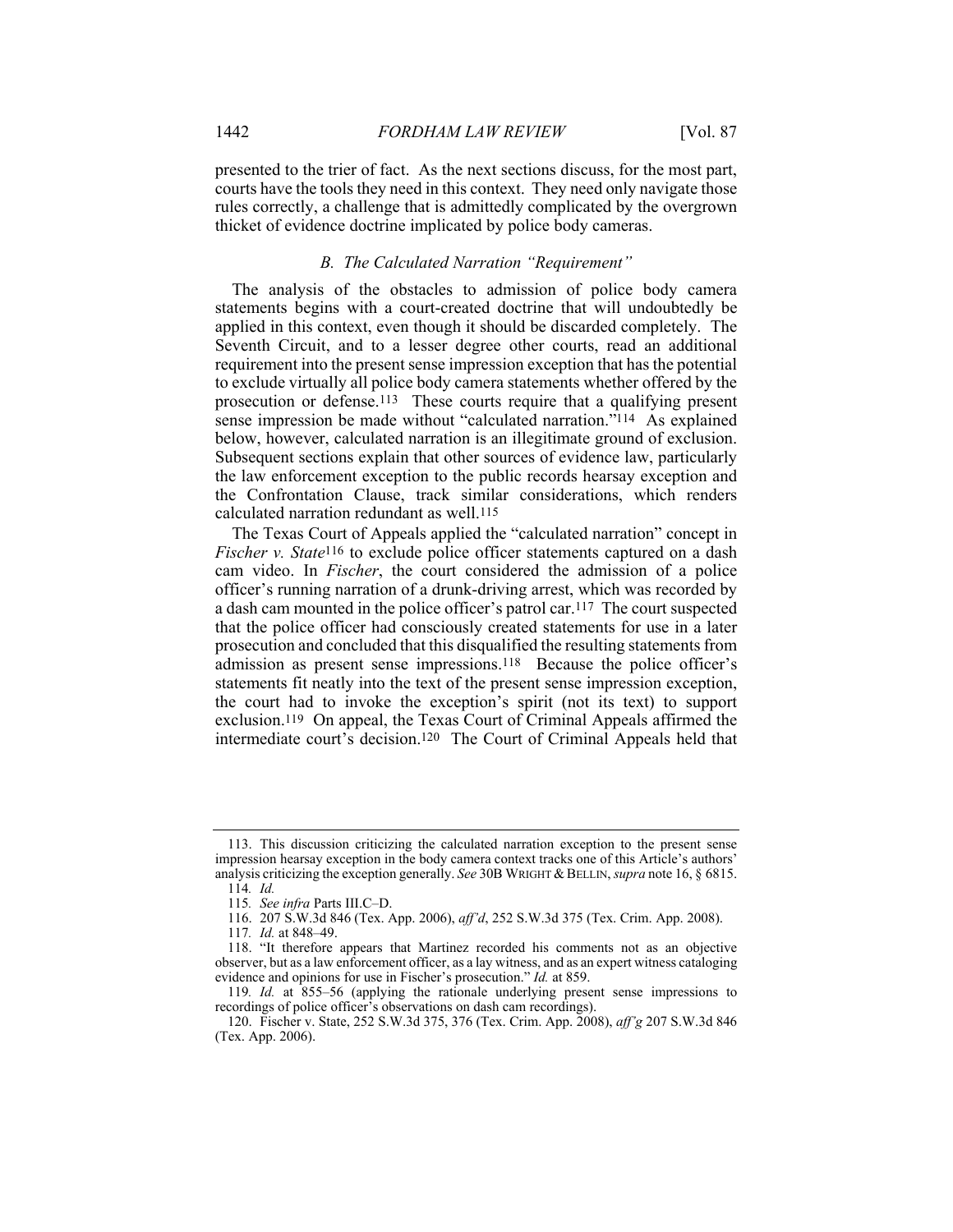presented to the trier of fact. As the next sections discuss, for the most part, courts have the tools they need in this context. They need only navigate those rules correctly, a challenge that is admittedly complicated by the overgrown thicket of evidence doctrine implicated by police body cameras.

### *B. The Calculated Narration "Requirement"*

The analysis of the obstacles to admission of police body camera statements begins with a court-created doctrine that will undoubtedly be applied in this context, even though it should be discarded completely. The Seventh Circuit, and to a lesser degree other courts, read an additional requirement into the present sense impression exception that has the potential to exclude virtually all police body camera statements whether offered by the prosecution or defense.[113] These courts require that a qualifying present sense impression be made without "calculated narration."[114] As explained below, however, calculated narration is an illegitimate ground of exclusion. Subsequent sections explain that other sources of evidence law, particularly the law enforcement exception to the public records hearsay exception and the Confrontation Clause, track similar considerations, which renders calculated narration redundant as well.[115]

The Texas Court of Appeals applied the "calculated narration" concept in *Fischer v. State*[116] to exclude police officer statements captured on a dash cam video. In *Fischer*, the court considered the admission of a police officer's running narration of a drunk-driving arrest, which was recorded by a dash cam mounted in the police officer's patrol car.[117] The court suspected that the police officer had consciously created statements for use in a later prosecution and concluded that this disqualified the resulting statements from admission as present sense impressions.[118] Because the police officer's statements fit neatly into the text of the present sense impression exception, the court had to invoke the exception's spirit (not its text) to support exclusion.[119] On appeal, the Texas Court of Criminal Appeals affirmed the intermediate court's decision.[120] The Court of Criminal Appeals held that

---

113. This discussion criticizing the calculated narration exception to the present sense impression hearsay exception in the body camera context tracks one of this Article's authors' analysis criticizing the exception generally. *See* 30B WRIGHT & BELLIN, *supra* note 16, § 6815.

114. *Id.*

115. *See infra* Parts III.C–D.

116. 207 S.W.3d 846 (Tex. App. 2006), *aff'd*, 252 S.W.3d 375 (Tex. Crim. App. 2008).

117. *Id.* at 848–49.

118. "It therefore appears that Martinez recorded his comments not as an objective observer, but as a law enforcement officer, as a lay witness, and as an expert witness cataloging evidence and opinions for use in Fischer's prosecution." *Id.* at 859.

119. *Id.* at 855–56 (applying the rationale underlying present sense impressions to recordings of police officer's observations on dash cam recordings).

120. Fischer v. State, 252 S.W.3d 375, 376 (Tex. Crim. App. 2008), *aff'g* 207 S.W.3d 846 (Tex. App. 2006).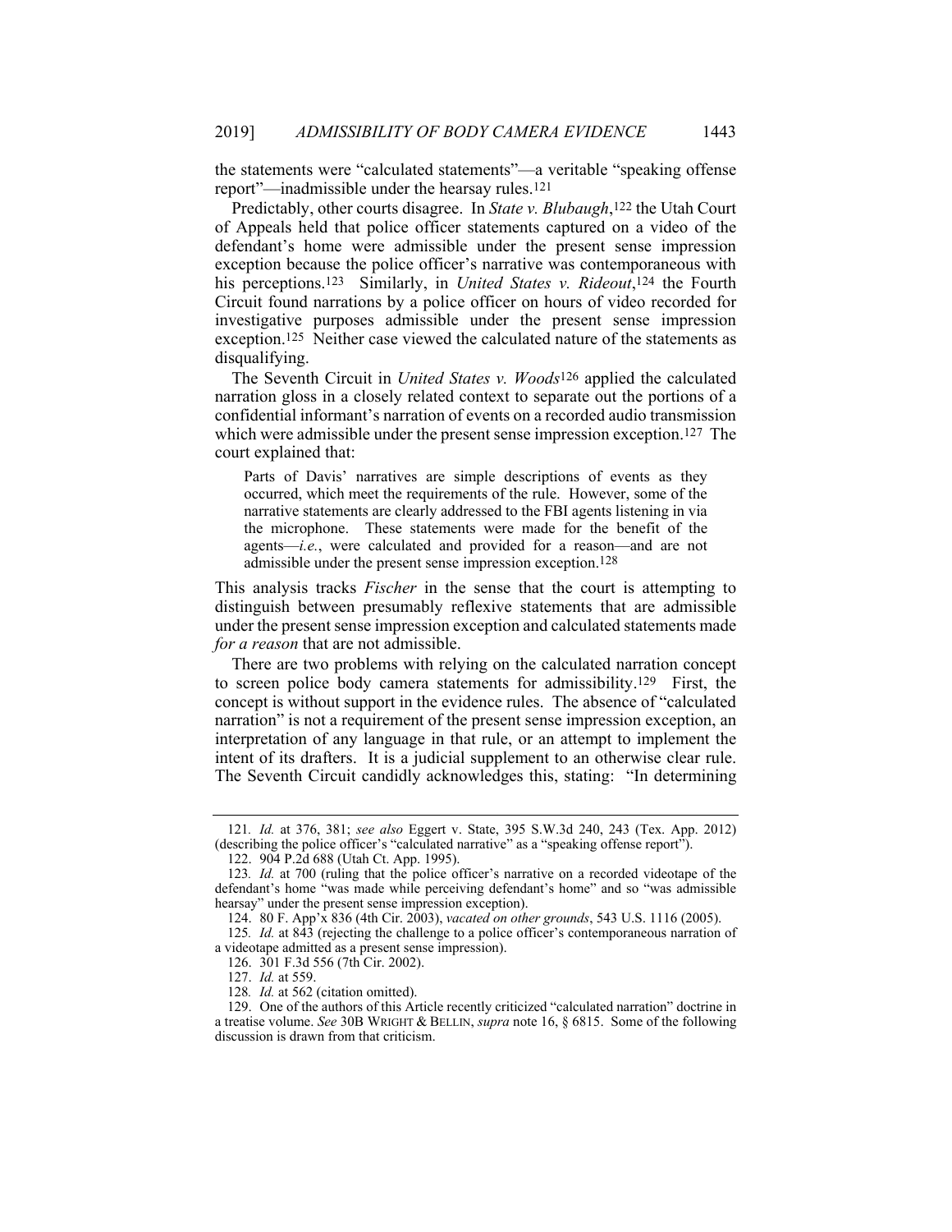the statements were "calculated statements"—a veritable "speaking offense report"—inadmissible under the hearsay rules.[121]

Predictably, other courts disagree. In *State v. Blubaugh*,[122] the Utah Court of Appeals held that police officer statements captured on a video of the defendant's home were admissible under the present sense impression exception because the police officer's narrative was contemporaneous with his perceptions.[123] Similarly, in *United States v. Rideout*,[124] the Fourth Circuit found narrations by a police officer on hours of video recorded for investigative purposes admissible under the present sense impression exception.[125] Neither case viewed the calculated nature of the statements as disqualifying.

The Seventh Circuit in *United States v. Woods*[126] applied the calculated narration gloss in a closely related context to separate out the portions of a confidential informant's narration of events on a recorded audio transmission which were admissible under the present sense impression exception.[127] The court explained that:

> Parts of Davis' narratives are simple descriptions of events as they occurred, which meet the requirements of the rule. However, some of the narrative statements are clearly addressed to the FBI agents listening in via the microphone. These statements were made for the benefit of the agents—*i.e.*, were calculated and provided for a reason—and are not admissible under the present sense impression exception.[128]

This analysis tracks *Fischer* in the sense that the court is attempting to distinguish between presumably reflexive statements that are admissible under the present sense impression exception and calculated statements made *for a reason* that are not admissible.

There are two problems with relying on the calculated narration concept to screen police body camera statements for admissibility.[129] First, the concept is without support in the evidence rules. The absence of "calculated narration" is not a requirement of the present sense impression exception, an interpretation of any language in that rule, or an attempt to implement the intent of its drafters. It is a judicial supplement to an otherwise clear rule. The Seventh Circuit candidly acknowledges this, stating: "In determining

---

121. *Id.* at 376, 381; *see also* Eggert v. State, 395 S.W.3d 240, 243 (Tex. App. 2012) (describing the police officer's "calculated narrative" as a "speaking offense report").

122. 904 P.2d 688 (Utah Ct. App. 1995).

123. *Id.* at 700 (ruling that the police officer's narrative on a recorded videotape of the defendant's home "was made while perceiving defendant's home" and so "was admissible hearsay" under the present sense impression exception).

124. 80 F. App'x 836 (4th Cir. 2003), *vacated on other grounds*, 543 U.S. 1116 (2005).

125. *Id.* at 843 (rejecting the challenge to a police officer's contemporaneous narration of a videotape admitted as a present sense impression).

126. 301 F.3d 556 (7th Cir. 2002).

127. *Id.* at 559.

128. *Id.* at 562 (citation omitted).

129. One of the authors of this Article recently criticized "calculated narration" doctrine in a treatise volume. *See* 30B WRIGHT & BELLIN, *supra* note 16, § 6815. Some of the following discussion is drawn from that criticism.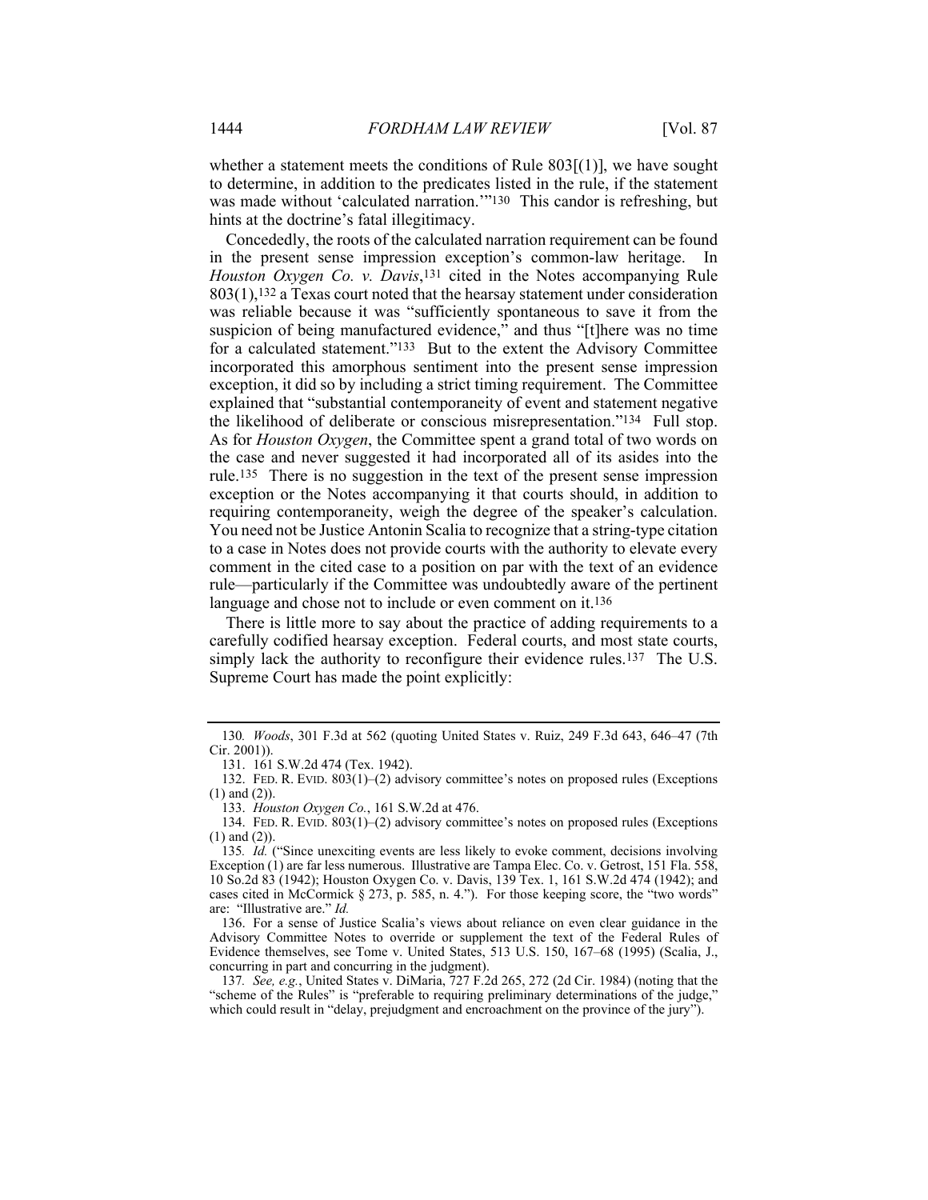whether a statement meets the conditions of Rule 803[(1)], we have sought to determine, in addition to the predicates listed in the rule, if the statement was made without 'calculated narration.'"[130] This candor is refreshing, but hints at the doctrine's fatal illegitimacy.

Concededly, the roots of the calculated narration requirement can be found in the present sense impression exception's common-law heritage. In *Houston Oxygen Co. v. Davis*,[131] cited in the Notes accompanying Rule 803(1),[132] a Texas court noted that the hearsay statement under consideration was reliable because it was "sufficiently spontaneous to save it from the suspicion of being manufactured evidence," and thus "[t]here was no time for a calculated statement."[133] But to the extent the Advisory Committee incorporated this amorphous sentiment into the present sense impression exception, it did so by including a strict timing requirement. The Committee explained that "substantial contemporaneity of event and statement negative the likelihood of deliberate or conscious misrepresentation."[134] Full stop. As for *Houston Oxygen*, the Committee spent a grand total of two words on the case and never suggested it had incorporated all of its asides into the rule.[135] There is no suggestion in the text of the present sense impression exception or the Notes accompanying it that courts should, in addition to requiring contemporaneity, weigh the degree of the speaker's calculation. You need not be Justice Antonin Scalia to recognize that a string-type citation to a case in Notes does not provide courts with the authority to elevate every comment in the cited case to a position on par with the text of an evidence rule—particularly if the Committee was undoubtedly aware of the pertinent language and chose not to include or even comment on it.[136]

There is little more to say about the practice of adding requirements to a carefully codified hearsay exception. Federal courts, and most state courts, simply lack the authority to reconfigure their evidence rules.[137] The U.S. Supreme Court has made the point explicitly:

---

130. *Woods*, 301 F.3d at 562 (quoting United States v. Ruiz, 249 F.3d 643, 646–47 (7th Cir. 2001)).

131. 161 S.W.2d 474 (Tex. 1942).

132. FED. R. EVID. 803(1)–(2) advisory committee's notes on proposed rules (Exceptions (1) and (2)).

133. *Houston Oxygen Co.*, 161 S.W.2d at 476.

134. FED. R. EVID. 803(1)–(2) advisory committee's notes on proposed rules (Exceptions (1) and (2)).

135. *Id.* ("Since unexciting events are less likely to evoke comment, decisions involving Exception (1) are far less numerous. Illustrative are Tampa Elec. Co. v. Getrost, 151 Fla. 558, 10 So.2d 83 (1942); Houston Oxygen Co. v. Davis, 139 Tex. 1, 161 S.W.2d 474 (1942); and cases cited in McCormick § 273, p. 585, n. 4."). For those keeping score, the "two words" are: "Illustrative are." *Id.*

136. For a sense of Justice Scalia's views about reliance on even clear guidance in the Advisory Committee Notes to override or supplement the text of the Federal Rules of Evidence themselves, see Tome v. United States, 513 U.S. 150, 167–68 (1995) (Scalia, J., concurring in part and concurring in the judgment).

137. *See, e.g.*, United States v. DiMaria, 727 F.2d 265, 272 (2d Cir. 1984) (noting that the "scheme of the Rules" is "preferable to requiring preliminary determinations of the judge," which could result in "delay, prejudgment and encroachment on the province of the jury").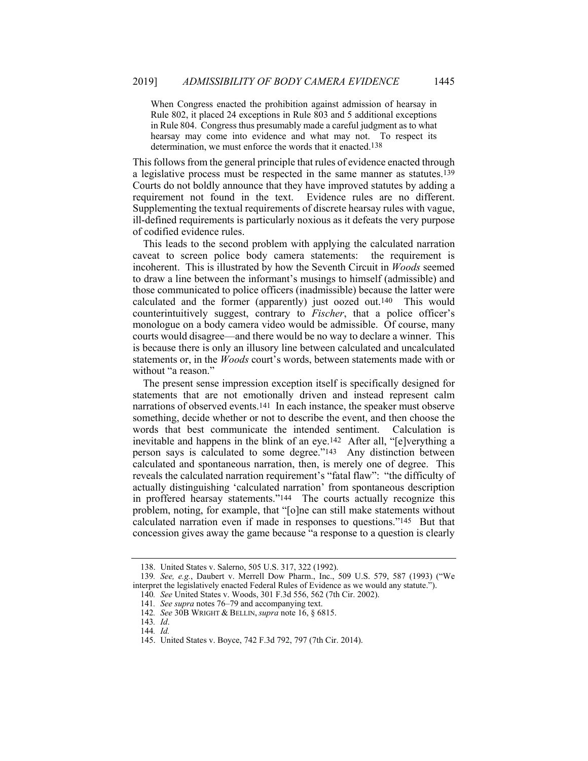> When Congress enacted the prohibition against admission of hearsay in Rule 802, it placed 24 exceptions in Rule 803 and 5 additional exceptions in Rule 804. Congress thus presumably made a careful judgment as to what hearsay may come into evidence and what may not. To respect its determination, we must enforce the words that it enacted.[138]

This follows from the general principle that rules of evidence enacted through a legislative process must be respected in the same manner as statutes.[139] Courts do not boldly announce that they have improved statutes by adding a requirement not found in the text. Evidence rules are no different. Supplementing the textual requirements of discrete hearsay rules with vague, ill-defined requirements is particularly noxious as it defeats the very purpose of codified evidence rules.

This leads to the second problem with applying the calculated narration caveat to screen police body camera statements: the requirement is incoherent. This is illustrated by how the Seventh Circuit in *Woods* seemed to draw a line between the informant's musings to himself (admissible) and those communicated to police officers (inadmissible) because the latter were calculated and the former (apparently) just oozed out.[140] This would counterintuitively suggest, contrary to *Fischer*, that a police officer's monologue on a body camera video would be admissible. Of course, many courts would disagree—and there would be no way to declare a winner. This is because there is only an illusory line between calculated and uncalculated statements or, in the *Woods* court's words, between statements made with or without "a reason."

The present sense impression exception itself is specifically designed for statements that are not emotionally driven and instead represent calm narrations of observed events.[141] In each instance, the speaker must observe something, decide whether or not to describe the event, and then choose the words that best communicate the intended sentiment. Calculation is inevitable and happens in the blink of an eye.[142] After all, "[e]verything a person says is calculated to some degree."[143] Any distinction between calculated and spontaneous narration, then, is merely one of degree. This reveals the calculated narration requirement's "fatal flaw": "the difficulty of actually distinguishing 'calculated narration' from spontaneous description in proffered hearsay statements."[144] The courts actually recognize this problem, noting, for example, that "[o]ne can still make statements without calculated narration even if made in responses to questions."[145] But that concession gives away the game because "a response to a question is clearly

---

138. United States v. Salerno, 505 U.S. 317, 322 (1992).

139. *See, e.g.*, Daubert v. Merrell Dow Pharm., Inc., 509 U.S. 579, 587 (1993) ("We interpret the legislatively enacted Federal Rules of Evidence as we would any statute.").

140. *See* United States v. Woods, 301 F.3d 556, 562 (7th Cir. 2002).

141. *See supra* notes 76–79 and accompanying text.

142. *See* 30B WRIGHT & BELLIN, *supra* note 16, § 6815.

143. *Id*.

144. *Id.*

145. United States v. Boyce, 742 F.3d 792, 797 (7th Cir. 2014).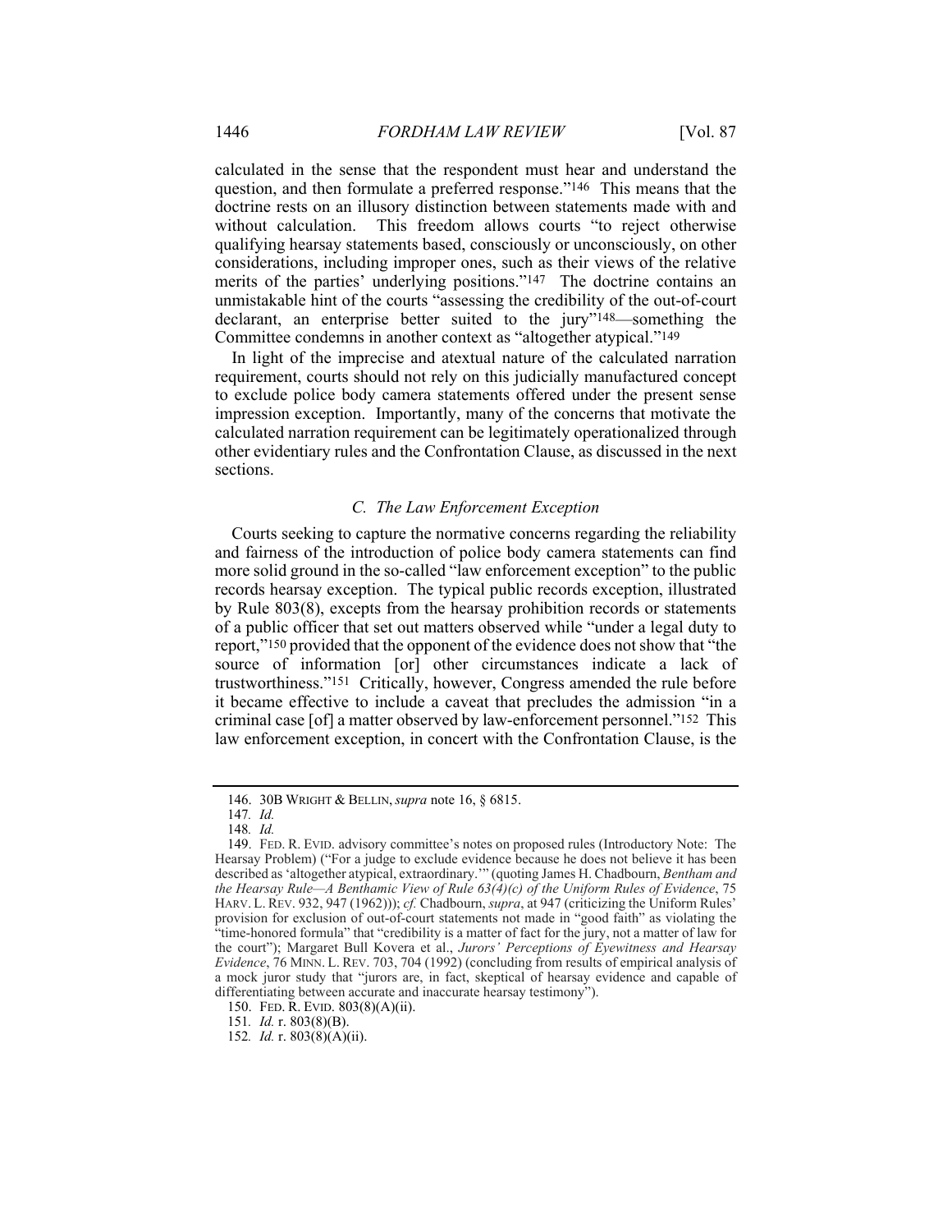calculated in the sense that the respondent must hear and understand the question, and then formulate a preferred response."[146] This means that the doctrine rests on an illusory distinction between statements made with and without calculation. This freedom allows courts "to reject otherwise qualifying hearsay statements based, consciously or unconsciously, on other considerations, including improper ones, such as their views of the relative merits of the parties' underlying positions."[147] The doctrine contains an unmistakable hint of the courts "assessing the credibility of the out-of-court declarant, an enterprise better suited to the jury"[148]—something the Committee condemns in another context as "altogether atypical."[149]

In light of the imprecise and atextual nature of the calculated narration requirement, courts should not rely on this judicially manufactured concept to exclude police body camera statements offered under the present sense impression exception. Importantly, many of the concerns that motivate the calculated narration requirement can be legitimately operationalized through other evidentiary rules and the Confrontation Clause, as discussed in the next sections.

### *C. The Law Enforcement Exception*

Courts seeking to capture the normative concerns regarding the reliability and fairness of the introduction of police body camera statements can find more solid ground in the so-called "law enforcement exception" to the public records hearsay exception. The typical public records exception, illustrated by Rule 803(8), excepts from the hearsay prohibition records or statements of a public officer that set out matters observed while "under a legal duty to report,"[150] provided that the opponent of the evidence does not show that "the source of information [or] other circumstances indicate a lack of trustworthiness."[151] Critically, however, Congress amended the rule before it became effective to include a caveat that precludes the admission "in a criminal case [of] a matter observed by law-enforcement personnel."[152] This law enforcement exception, in concert with the Confrontation Clause, is the

---

146. 30B WRIGHT & BELLIN, *supra* note 16, § 6815.

147. *Id.*

148. *Id.*

149. FED. R. EVID. advisory committee's notes on proposed rules (Introductory Note: The Hearsay Problem) ("For a judge to exclude evidence because he does not believe it has been described as 'altogether atypical, extraordinary.'" (quoting James H. Chadbourn, *Bentham and the Hearsay Rule—A Benthamic View of Rule 63(4)(c) of the Uniform Rules of Evidence*, 75 HARV. L. REV. 932, 947 (1962))); *cf.* Chadbourn, *supra*, at 947 (criticizing the Uniform Rules' provision for exclusion of out-of-court statements not made in "good faith" as violating the "time-honored formula" that "credibility is a matter of fact for the jury, not a matter of law for the court"); Margaret Bull Kovera et al., *Jurors' Perceptions of Eyewitness and Hearsay Evidence*, 76 MINN. L. REV. 703, 704 (1992) (concluding from results of empirical analysis of a mock juror study that "jurors are, in fact, skeptical of hearsay evidence and capable of differentiating between accurate and inaccurate hearsay testimony").

150. FED. R. EVID. 803(8)(A)(ii).

151. *Id.* r. 803(8)(B).

152. *Id.* r. 803(8)(A)(ii).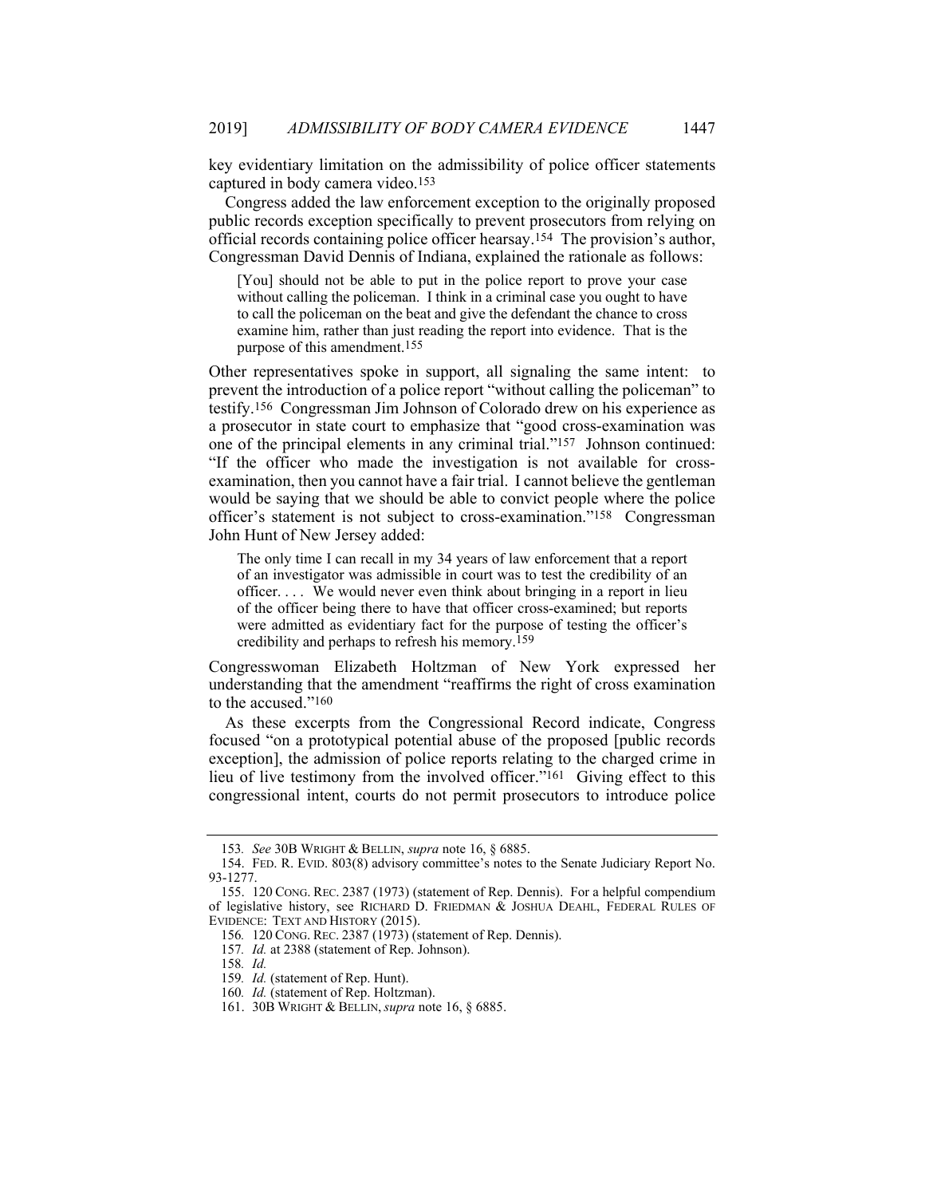key evidentiary limitation on the admissibility of police officer statements captured in body camera video.[153]

Congress added the law enforcement exception to the originally proposed public records exception specifically to prevent prosecutors from relying on official records containing police officer hearsay.[154] The provision's author, Congressman David Dennis of Indiana, explained the rationale as follows:

> [You] should not be able to put in the police report to prove your case without calling the policeman. I think in a criminal case you ought to have to call the policeman on the beat and give the defendant the chance to cross examine him, rather than just reading the report into evidence. That is the purpose of this amendment.[155]

Other representatives spoke in support, all signaling the same intent: to prevent the introduction of a police report "without calling the policeman" to testify.[156] Congressman Jim Johnson of Colorado drew on his experience as a prosecutor in state court to emphasize that "good cross-examination was one of the principal elements in any criminal trial."[157] Johnson continued: "If the officer who made the investigation is not available for cross-examination, then you cannot have a fair trial. I cannot believe the gentleman would be saying that we should be able to convict people where the police officer's statement is not subject to cross-examination."[158] Congressman John Hunt of New Jersey added:

> The only time I can recall in my 34 years of law enforcement that a report of an investigator was admissible in court was to test the credibility of an officer. . . . We would never even think about bringing in a report in lieu of the officer being there to have that officer cross-examined; but reports were admitted as evidentiary fact for the purpose of testing the officer's credibility and perhaps to refresh his memory.[159]

Congresswoman Elizabeth Holtzman of New York expressed her understanding that the amendment "reaffirms the right of cross examination to the accused."[160]

As these excerpts from the Congressional Record indicate, Congress focused "on a prototypical potential abuse of the proposed [public records exception], the admission of police reports relating to the charged crime in lieu of live testimony from the involved officer."[161] Giving effect to this congressional intent, courts do not permit prosecutors to introduce police

---

153. *See* 30B WRIGHT & BELLIN, *supra* note 16, § 6885.

154. FED. R. EVID. 803(8) advisory committee's notes to the Senate Judiciary Report No. 93-1277.

155. 120 CONG. REC. 2387 (1973) (statement of Rep. Dennis). For a helpful compendium of legislative history, see RICHARD D. FRIEDMAN & JOSHUA DEAHL, FEDERAL RULES OF EVIDENCE: TEXT AND HISTORY (2015).

156. 120 CONG. REC. 2387 (1973) (statement of Rep. Dennis).

157. *Id.* at 2388 (statement of Rep. Johnson).

158. *Id.*

159. *Id.* (statement of Rep. Hunt).

160. *Id.* (statement of Rep. Holtzman).

161. 30B WRIGHT & BELLIN, *supra* note 16, § 6885.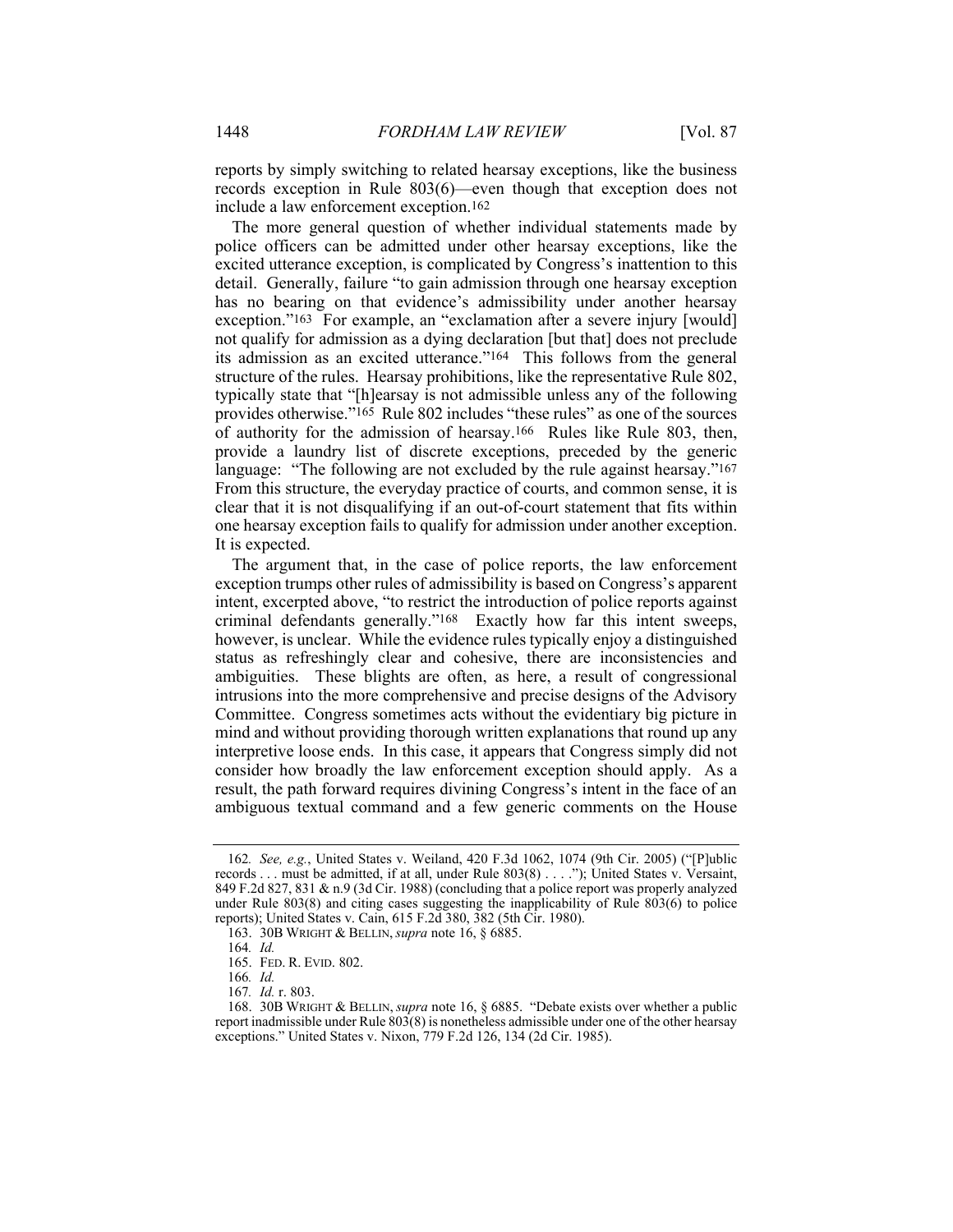reports by simply switching to related hearsay exceptions, like the business records exception in Rule 803(6)—even though that exception does not include a law enforcement exception.[162]

The more general question of whether individual statements made by police officers can be admitted under other hearsay exceptions, like the excited utterance exception, is complicated by Congress's inattention to this detail. Generally, failure "to gain admission through one hearsay exception has no bearing on that evidence's admissibility under another hearsay exception."[163] For example, an "exclamation after a severe injury [would] not qualify for admission as a dying declaration [but that] does not preclude its admission as an excited utterance."[164] This follows from the general structure of the rules. Hearsay prohibitions, like the representative Rule 802, typically state that "[h]earsay is not admissible unless any of the following provides otherwise."[165] Rule 802 includes "these rules" as one of the sources of authority for the admission of hearsay.[166] Rules like Rule 803, then, provide a laundry list of discrete exceptions, preceded by the generic language: "The following are not excluded by the rule against hearsay."[167] From this structure, the everyday practice of courts, and common sense, it is clear that it is not disqualifying if an out-of-court statement that fits within one hearsay exception fails to qualify for admission under another exception. It is expected.

The argument that, in the case of police reports, the law enforcement exception trumps other rules of admissibility is based on Congress's apparent intent, excerpted above, "to restrict the introduction of police reports against criminal defendants generally."[168] Exactly how far this intent sweeps, however, is unclear. While the evidence rules typically enjoy a distinguished status as refreshingly clear and cohesive, there are inconsistencies and ambiguities. These blights are often, as here, a result of congressional intrusions into the more comprehensive and precise designs of the Advisory Committee. Congress sometimes acts without the evidentiary big picture in mind and without providing thorough written explanations that round up any interpretive loose ends. In this case, it appears that Congress simply did not consider how broadly the law enforcement exception should apply. As a result, the path forward requires divining Congress's intent in the face of an ambiguous textual command and a few generic comments on the House

---

162. *See, e.g.*, United States v. Weiland, 420 F.3d 1062, 1074 (9th Cir. 2005) ("[P]ublic records . . . must be admitted, if at all, under Rule 803(8) . . . ."); United States v. Versaint, 849 F.2d 827, 831 & n.9 (3d Cir. 1988) (concluding that a police report was properly analyzed under Rule 803(8) and citing cases suggesting the inapplicability of Rule 803(6) to police reports); United States v. Cain, 615 F.2d 380, 382 (5th Cir. 1980).

163. 30B WRIGHT & BELLIN, *supra* note 16, § 6885.

164. *Id.*

165. FED. R. EVID. 802.

166. *Id.*

167. *Id.* r. 803.

168. 30B WRIGHT & BELLIN, *supra* note 16, § 6885. "Debate exists over whether a public report inadmissible under Rule 803(8) is nonetheless admissible under one of the other hearsay exceptions." United States v. Nixon, 779 F.2d 126, 134 (2d Cir. 1985).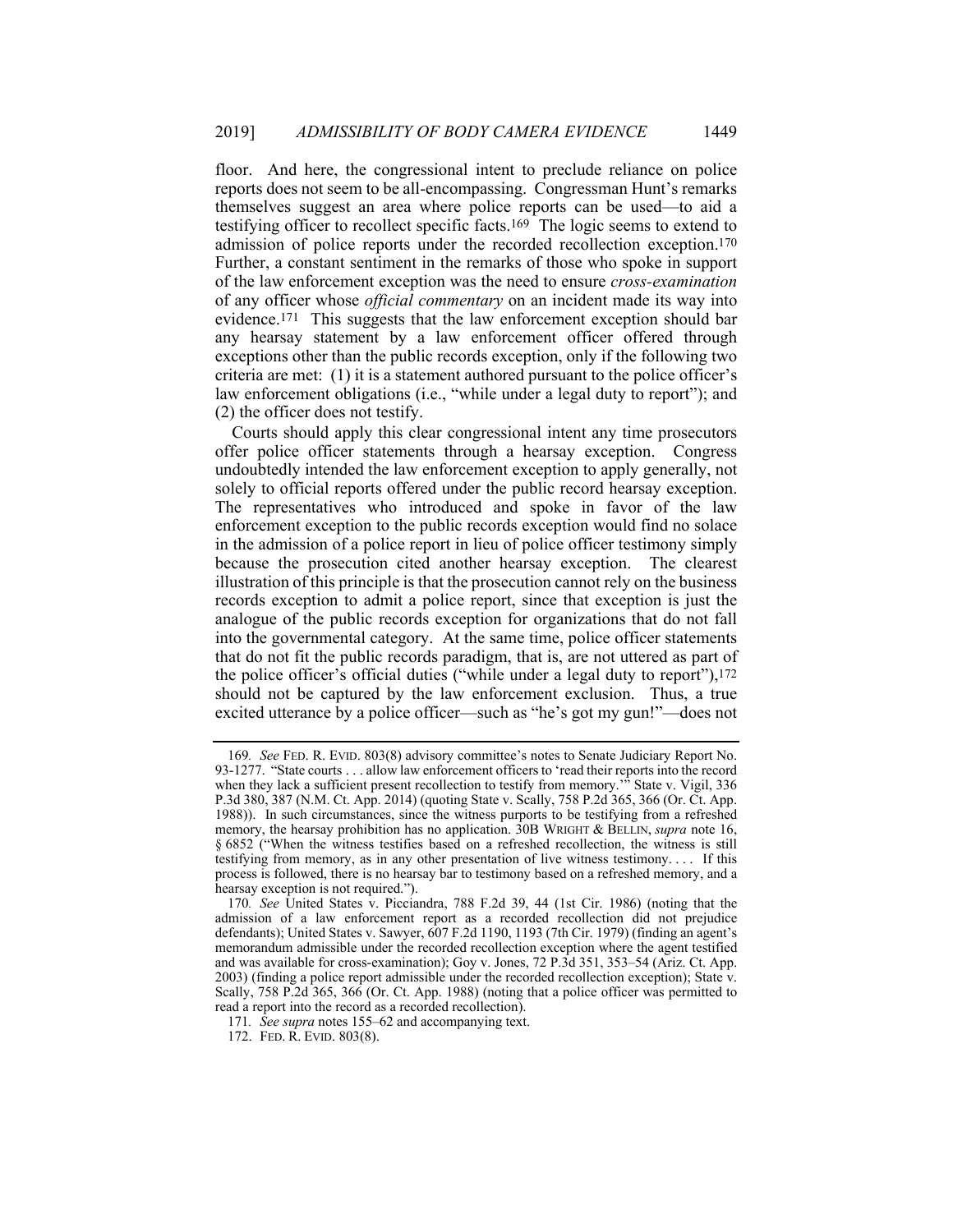floor. And here, the congressional intent to preclude reliance on police reports does not seem to be all-encompassing. Congressman Hunt's remarks themselves suggest an area where police reports can be used—to aid a testifying officer to recollect specific facts.[169] The logic seems to extend to admission of police reports under the recorded recollection exception.[170] Further, a constant sentiment in the remarks of those who spoke in support of the law enforcement exception was the need to ensure *cross-examination* of any officer whose *official commentary* on an incident made its way into evidence.[171] This suggests that the law enforcement exception should bar any hearsay statement by a law enforcement officer offered through exceptions other than the public records exception, only if the following two criteria are met: (1) it is a statement authored pursuant to the police officer's law enforcement obligations (i.e., "while under a legal duty to report"); and (2) the officer does not testify.

Courts should apply this clear congressional intent any time prosecutors offer police officer statements through a hearsay exception. Congress undoubtedly intended the law enforcement exception to apply generally, not solely to official reports offered under the public record hearsay exception. The representatives who introduced and spoke in favor of the law enforcement exception to the public records exception would find no solace in the admission of a police report in lieu of police officer testimony simply because the prosecution cited another hearsay exception. The clearest illustration of this principle is that the prosecution cannot rely on the business records exception to admit a police report, since that exception is just the analogue of the public records exception for organizations that do not fall into the governmental category. At the same time, police officer statements that do not fit the public records paradigm, that is, are not uttered as part of the police officer's official duties ("while under a legal duty to report"),[172] should not be captured by the law enforcement exclusion. Thus, a true excited utterance by a police officer—such as "he's got my gun!"—does not

---

169. *See* FED. R. EVID. 803(8) advisory committee's notes to Senate Judiciary Report No. 93-1277. "State courts . . . allow law enforcement officers to 'read their reports into the record when they lack a sufficient present recollection to testify from memory.'" State v. Vigil, 336 P.3d 380, 387 (N.M. Ct. App. 2014) (quoting State v. Scally, 758 P.2d 365, 366 (Or. Ct. App. 1988)). In such circumstances, since the witness purports to be testifying from a refreshed memory, the hearsay prohibition has no application. 30B WRIGHT & BELLIN, *supra* note 16, § 6852 ("When the witness testifies based on a refreshed recollection, the witness is still testifying from memory, as in any other presentation of live witness testimony. . . . If this process is followed, there is no hearsay bar to testimony based on a refreshed memory, and a hearsay exception is not required.").

170. *See* United States v. Picciandra, 788 F.2d 39, 44 (1st Cir. 1986) (noting that the admission of a law enforcement report as a recorded recollection did not prejudice defendants); United States v. Sawyer, 607 F.2d 1190, 1193 (7th Cir. 1979) (finding an agent's memorandum admissible under the recorded recollection exception where the agent testified and was available for cross-examination); Goy v. Jones, 72 P.3d 351, 353–54 (Ariz. Ct. App. 2003) (finding a police report admissible under the recorded recollection exception); State v. Scally, 758 P.2d 365, 366 (Or. Ct. App. 1988) (noting that a police officer was permitted to read a report into the record as a recorded recollection).

171. *See supra* notes 155–62 and accompanying text.

172. FED. R. EVID. 803(8).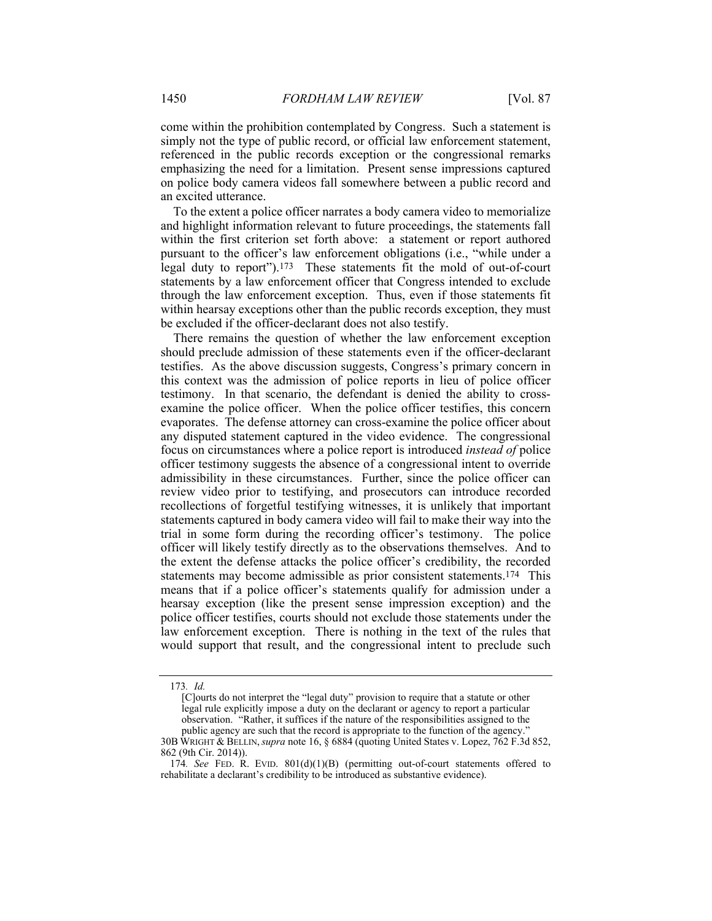come within the prohibition contemplated by Congress. Such a statement is simply not the type of public record, or official law enforcement statement, referenced in the public records exception or the congressional remarks emphasizing the need for a limitation. Present sense impressions captured on police body camera videos fall somewhere between a public record and an excited utterance.

To the extent a police officer narrates a body camera video to memorialize and highlight information relevant to future proceedings, the statements fall within the first criterion set forth above: a statement or report authored pursuant to the officer's law enforcement obligations (i.e., "while under a legal duty to report").[173] These statements fit the mold of out-of-court statements by a law enforcement officer that Congress intended to exclude through the law enforcement exception. Thus, even if those statements fit within hearsay exceptions other than the public records exception, they must be excluded if the officer-declarant does not also testify.

There remains the question of whether the law enforcement exception should preclude admission of these statements even if the officer-declarant testifies. As the above discussion suggests, Congress's primary concern in this context was the admission of police reports in lieu of police officer testimony. In that scenario, the defendant is denied the ability to cross-examine the police officer. When the police officer testifies, this concern evaporates. The defense attorney can cross-examine the police officer about any disputed statement captured in the video evidence. The congressional focus on circumstances where a police report is introduced *instead of* police officer testimony suggests the absence of a congressional intent to override admissibility in these circumstances. Further, since the police officer can review video prior to testifying, and prosecutors can introduce recorded recollections of forgetful testifying witnesses, it is unlikely that important statements captured in body camera video will fail to make their way into the trial in some form during the recording officer's testimony. The police officer will likely testify directly as to the observations themselves. And to the extent the defense attacks the police officer's credibility, the recorded statements may become admissible as prior consistent statements.[174] This means that if a police officer's statements qualify for admission under a hearsay exception (like the present sense impression exception) and the police officer testifies, courts should not exclude those statements under the law enforcement exception. There is nothing in the text of the rules that would support that result, and the congressional intent to preclude such

---

173. *Id.*

> [C]ourts do not interpret the "legal duty" provision to require that a statute or other legal rule explicitly impose a duty on the declarant or agency to report a particular observation. "Rather, it suffices if the nature of the responsibilities assigned to the public agency are such that the record is appropriate to the function of the agency."

30B WRIGHT & BELLIN, *supra* note 16, § 6884 (quoting United States v. Lopez, 762 F.3d 852, 862 (9th Cir. 2014)).

174. *See* FED. R. EVID. 801(d)(1)(B) (permitting out-of-court statements offered to rehabilitate a declarant's credibility to be introduced as substantive evidence).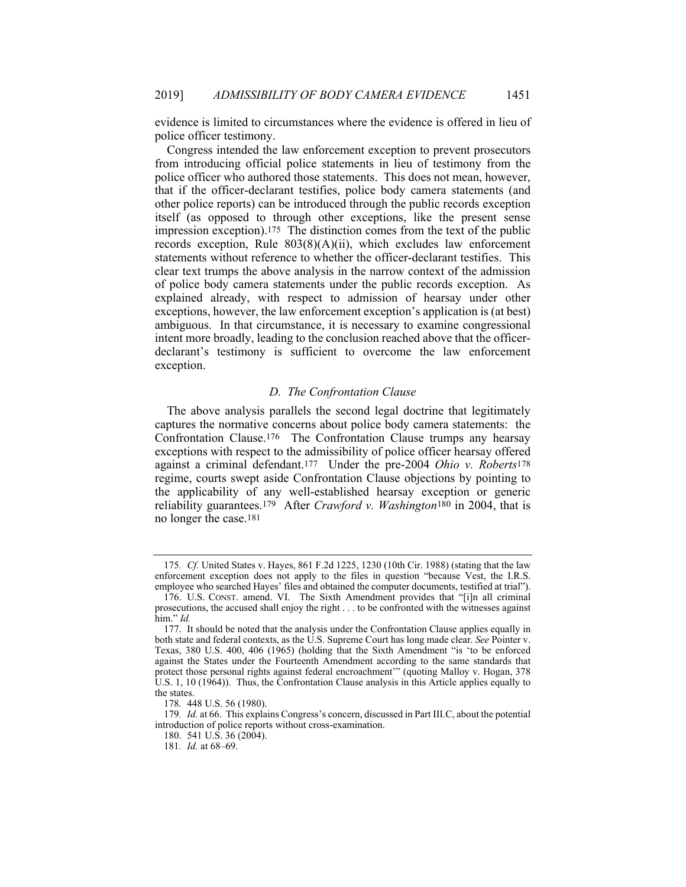evidence is limited to circumstances where the evidence is offered in lieu of police officer testimony.

Congress intended the law enforcement exception to prevent prosecutors from introducing official police statements in lieu of testimony from the police officer who authored those statements. This does not mean, however, that if the officer-declarant testifies, police body camera statements (and other police reports) can be introduced through the public records exception itself (as opposed to through other exceptions, like the present sense impression exception).[175] The distinction comes from the text of the public records exception, Rule 803(8)(A)(ii), which excludes law enforcement statements without reference to whether the officer-declarant testifies. This clear text trumps the above analysis in the narrow context of the admission of police body camera statements under the public records exception. As explained already, with respect to admission of hearsay under other exceptions, however, the law enforcement exception's application is (at best) ambiguous. In that circumstance, it is necessary to examine congressional intent more broadly, leading to the conclusion reached above that the officer-declarant's testimony is sufficient to overcome the law enforcement exception.

### *D. The Confrontation Clause*

The above analysis parallels the second legal doctrine that legitimately captures the normative concerns about police body camera statements: the Confrontation Clause.[176] The Confrontation Clause trumps any hearsay exceptions with respect to the admissibility of police officer hearsay offered against a criminal defendant.[177] Under the pre-2004 *Ohio v. Roberts*[178] regime, courts swept aside Confrontation Clause objections by pointing to the applicability of any well-established hearsay exception or generic reliability guarantees.[179] After *Crawford v. Washington*[180] in 2004, that is no longer the case.[181]

---

175. *Cf.* United States v. Hayes, 861 F.2d 1225, 1230 (10th Cir. 1988) (stating that the law enforcement exception does not apply to the files in question "because Vest, the I.R.S. employee who searched Hayes' files and obtained the computer documents, testified at trial").

176. U.S. CONST. amend. VI. The Sixth Amendment provides that "[i]n all criminal prosecutions, the accused shall enjoy the right . . . to be confronted with the witnesses against him." *Id.*

177. It should be noted that the analysis under the Confrontation Clause applies equally in both state and federal contexts, as the U.S. Supreme Court has long made clear. *See* Pointer v. Texas, 380 U.S. 400, 406 (1965) (holding that the Sixth Amendment "is 'to be enforced against the States under the Fourteenth Amendment according to the same standards that protect those personal rights against federal encroachment'" (quoting Malloy v. Hogan, 378 U.S. 1, 10 (1964)). Thus, the Confrontation Clause analysis in this Article applies equally to the states.

178. 448 U.S. 56 (1980).

179. *Id.* at 66. This explains Congress's concern, discussed in Part III.C, about the potential introduction of police reports without cross-examination.

180. 541 U.S. 36 (2004).

181. *Id.* at 68–69.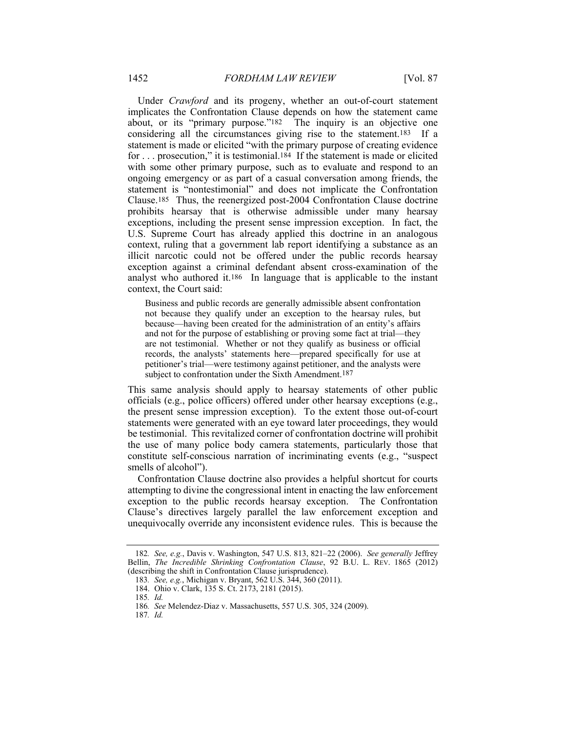Under *Crawford* and its progeny, whether an out-of-court statement implicates the Confrontation Clause depends on how the statement came about, or its "primary purpose."[182] The inquiry is an objective one considering all the circumstances giving rise to the statement.[183] If a statement is made or elicited "with the primary purpose of creating evidence for . . . prosecution," it is testimonial.[184] If the statement is made or elicited with some other primary purpose, such as to evaluate and respond to an ongoing emergency or as part of a casual conversation among friends, the statement is "nontestimonial" and does not implicate the Confrontation Clause.[185] Thus, the reenergized post-2004 Confrontation Clause doctrine prohibits hearsay that is otherwise admissible under many hearsay exceptions, including the present sense impression exception. In fact, the U.S. Supreme Court has already applied this doctrine in an analogous context, ruling that a government lab report identifying a substance as an illicit narcotic could not be offered under the public records hearsay exception against a criminal defendant absent cross-examination of the analyst who authored it.[186] In language that is applicable to the instant context, the Court said:

> Business and public records are generally admissible absent confrontation not because they qualify under an exception to the hearsay rules, but because—having been created for the administration of an entity's affairs and not for the purpose of establishing or proving some fact at trial—they are not testimonial. Whether or not they qualify as business or official records, the analysts' statements here—prepared specifically for use at petitioner's trial—were testimony against petitioner, and the analysts were subject to confrontation under the Sixth Amendment.[187]

This same analysis should apply to hearsay statements of other public officials (e.g., police officers) offered under other hearsay exceptions (e.g., the present sense impression exception). To the extent those out-of-court statements were generated with an eye toward later proceedings, they would be testimonial. This revitalized corner of confrontation doctrine will prohibit the use of many police body camera statements, particularly those that constitute self-conscious narration of incriminating events (e.g., "suspect smells of alcohol").

Confrontation Clause doctrine also provides a helpful shortcut for courts attempting to divine the congressional intent in enacting the law enforcement exception to the public records hearsay exception. The Confrontation Clause's directives largely parallel the law enforcement exception and unequivocally override any inconsistent evidence rules. This is because the

---

182. *See, e.g.*, Davis v. Washington, 547 U.S. 813, 821–22 (2006). *See generally* Jeffrey Bellin, *The Incredible Shrinking Confrontation Clause*, 92 B.U. L. REV. 1865 (2012) (describing the shift in Confrontation Clause jurisprudence).

183. *See, e.g.*, Michigan v. Bryant, 562 U.S. 344, 360 (2011).

184. Ohio v. Clark, 135 S. Ct. 2173, 2181 (2015).

185. *Id.*

186. *See* Melendez-Diaz v. Massachusetts, 557 U.S. 305, 324 (2009).

187. *Id.*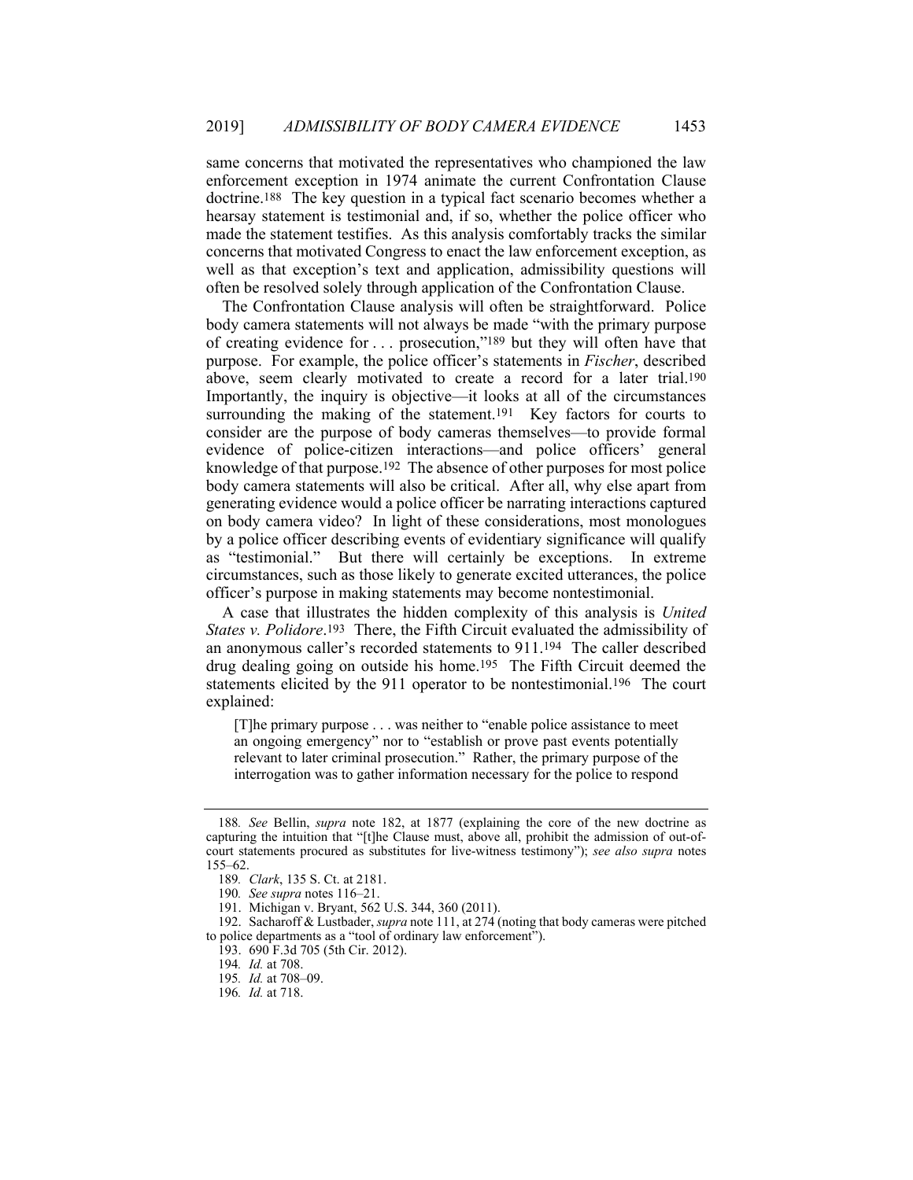same concerns that motivated the representatives who championed the law enforcement exception in 1974 animate the current Confrontation Clause doctrine.[188] The key question in a typical fact scenario becomes whether a hearsay statement is testimonial and, if so, whether the police officer who made the statement testifies. As this analysis comfortably tracks the similar concerns that motivated Congress to enact the law enforcement exception, as well as that exception's text and application, admissibility questions will often be resolved solely through application of the Confrontation Clause.

The Confrontation Clause analysis will often be straightforward. Police body camera statements will not always be made "with the primary purpose of creating evidence for . . . prosecution,"[189] but they will often have that purpose. For example, the police officer's statements in *Fischer*, described above, seem clearly motivated to create a record for a later trial.[190] Importantly, the inquiry is objective—it looks at all of the circumstances surrounding the making of the statement.[191] Key factors for courts to consider are the purpose of body cameras themselves—to provide formal evidence of police-citizen interactions—and police officers' general knowledge of that purpose.[192] The absence of other purposes for most police body camera statements will also be critical. After all, why else apart from generating evidence would a police officer be narrating interactions captured on body camera video? In light of these considerations, most monologues by a police officer describing events of evidentiary significance will qualify as "testimonial." But there will certainly be exceptions. In extreme circumstances, such as those likely to generate excited utterances, the police officer's purpose in making statements may become nontestimonial.

A case that illustrates the hidden complexity of this analysis is *United States v. Polidore*.[193] There, the Fifth Circuit evaluated the admissibility of an anonymous caller's recorded statements to 911.[194] The caller described drug dealing going on outside his home.[195] The Fifth Circuit deemed the statements elicited by the 911 operator to be nontestimonial.[196] The court explained:

> [T]he primary purpose . . . was neither to "enable police assistance to meet an ongoing emergency" nor to "establish or prove past events potentially relevant to later criminal prosecution." Rather, the primary purpose of the interrogation was to gather information necessary for the police to respond

---

188. *See* Bellin, *supra* note 182, at 1877 (explaining the core of the new doctrine as capturing the intuition that "[t]he Clause must, above all, prohibit the admission of out-of-court statements procured as substitutes for live-witness testimony"); *see also supra* notes 155–62.

189. *Clark*, 135 S. Ct. at 2181.

190. *See supra* notes 116–21.

191. Michigan v. Bryant, 562 U.S. 344, 360 (2011).

192. Sacharoff & Lustbader, *supra* note 111, at 274 (noting that body cameras were pitched to police departments as a "tool of ordinary law enforcement").

193. 690 F.3d 705 (5th Cir. 2012).

194. *Id.* at 708.

195. *Id.* at 708–09.

196. *Id.* at 718.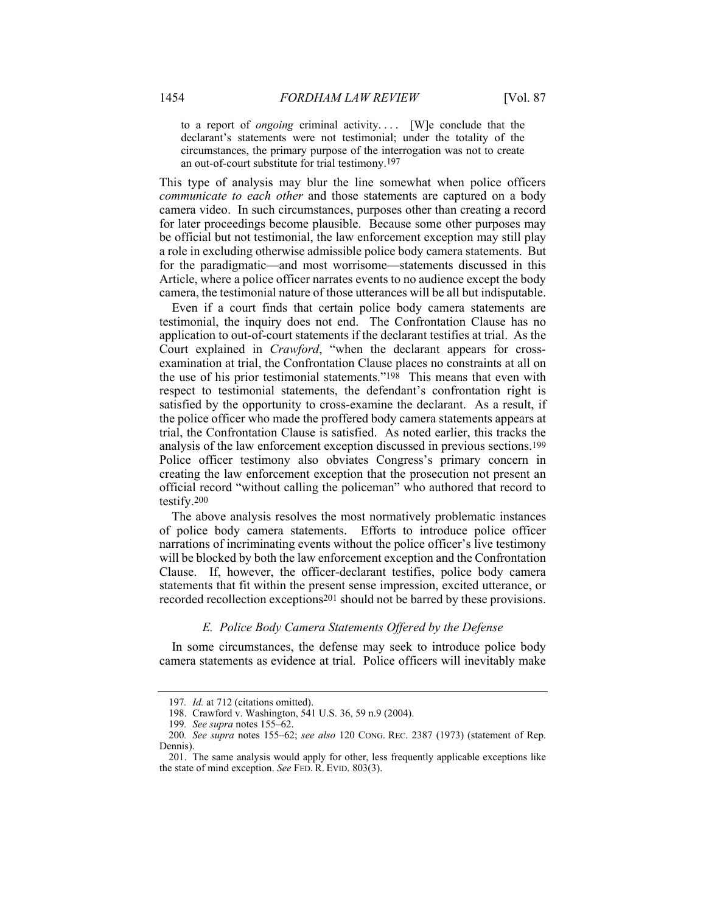> to a report of *ongoing* criminal activity. . . . [W]e conclude that the declarant's statements were not testimonial; under the totality of the circumstances, the primary purpose of the interrogation was not to create an out-of-court substitute for trial testimony.[197]

This type of analysis may blur the line somewhat when police officers *communicate to each other* and those statements are captured on a body camera video. In such circumstances, purposes other than creating a record for later proceedings become plausible. Because some other purposes may be official but not testimonial, the law enforcement exception may still play a role in excluding otherwise admissible police body camera statements. But for the paradigmatic—and most worrisome—statements discussed in this Article, where a police officer narrates events to no audience except the body camera, the testimonial nature of those utterances will be all but indisputable.

Even if a court finds that certain police body camera statements are testimonial, the inquiry does not end. The Confrontation Clause has no application to out-of-court statements if the declarant testifies at trial. As the Court explained in *Crawford*, "when the declarant appears for cross-examination at trial, the Confrontation Clause places no constraints at all on the use of his prior testimonial statements."[198] This means that even with respect to testimonial statements, the defendant's confrontation right is satisfied by the opportunity to cross-examine the declarant. As a result, if the police officer who made the proffered body camera statements appears at trial, the Confrontation Clause is satisfied. As noted earlier, this tracks the analysis of the law enforcement exception discussed in previous sections.[199] Police officer testimony also obviates Congress's primary concern in creating the law enforcement exception that the prosecution not present an official record "without calling the policeman" who authored that record to testify.[200]

The above analysis resolves the most normatively problematic instances of police body camera statements. Efforts to introduce police officer narrations of incriminating events without the police officer's live testimony will be blocked by both the law enforcement exception and the Confrontation Clause. If, however, the officer-declarant testifies, police body camera statements that fit within the present sense impression, excited utterance, or recorded recollection exceptions[201] should not be barred by these provisions.

### *E. Police Body Camera Statements Offered by the Defense*

In some circumstances, the defense may seek to introduce police body camera statements as evidence at trial. Police officers will inevitably make

---

197. *Id.* at 712 (citations omitted).

198. Crawford v. Washington, 541 U.S. 36, 59 n.9 (2004).

199. *See supra* notes 155–62.

200. *See supra* notes 155–62; *see also* 120 CONG. REC. 2387 (1973) (statement of Rep. Dennis).

201. The same analysis would apply for other, less frequently applicable exceptions like the state of mind exception. *See* FED. R. EVID. 803(3).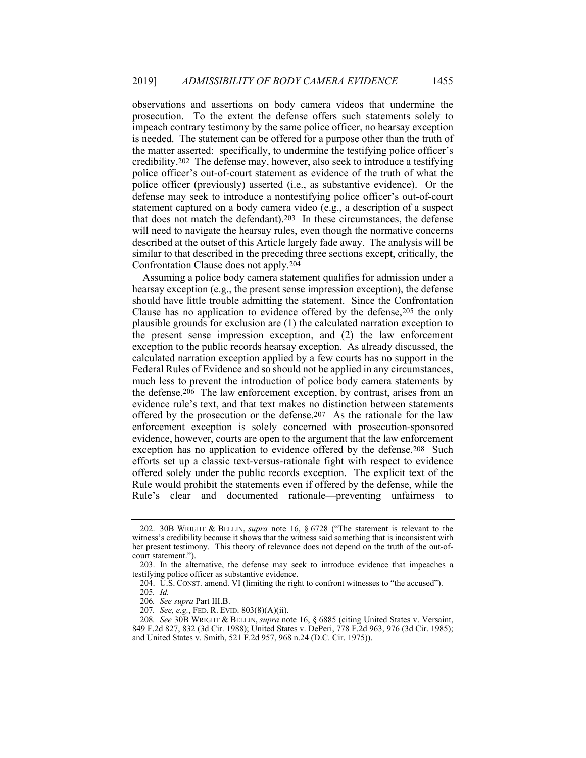observations and assertions on body camera videos that undermine the prosecution. To the extent the defense offers such statements solely to impeach contrary testimony by the same police officer, no hearsay exception is needed. The statement can be offered for a purpose other than the truth of the matter asserted: specifically, to undermine the testifying police officer's credibility.[202] The defense may, however, also seek to introduce a testifying police officer's out-of-court statement as evidence of the truth of what the police officer (previously) asserted (i.e., as substantive evidence). Or the defense may seek to introduce a nontestifying police officer's out-of-court statement captured on a body camera video (e.g., a description of a suspect that does not match the defendant).[203] In these circumstances, the defense will need to navigate the hearsay rules, even though the normative concerns described at the outset of this Article largely fade away. The analysis will be similar to that described in the preceding three sections except, critically, the Confrontation Clause does not apply.[204]

Assuming a police body camera statement qualifies for admission under a hearsay exception (e.g., the present sense impression exception), the defense should have little trouble admitting the statement. Since the Confrontation Clause has no application to evidence offered by the defense,[205] the only plausible grounds for exclusion are (1) the calculated narration exception to the present sense impression exception, and (2) the law enforcement exception to the public records hearsay exception. As already discussed, the calculated narration exception applied by a few courts has no support in the Federal Rules of Evidence and so should not be applied in any circumstances, much less to prevent the introduction of police body camera statements by the defense.[206] The law enforcement exception, by contrast, arises from an evidence rule's text, and that text makes no distinction between statements offered by the prosecution or the defense.[207] As the rationale for the law enforcement exception is solely concerned with prosecution-sponsored evidence, however, courts are open to the argument that the law enforcement exception has no application to evidence offered by the defense.[208] Such efforts set up a classic text-versus-rationale fight with respect to evidence offered solely under the public records exception. The explicit text of the Rule would prohibit the statements even if offered by the defense, while the Rule's clear and documented rationale—preventing unfairness to

---

202. 30B WRIGHT & BELLIN, *supra* note 16, § 6728 ("The statement is relevant to the witness's credibility because it shows that the witness said something that is inconsistent with her present testimony. This theory of relevance does not depend on the truth of the out-of-court statement.").

203. In the alternative, the defense may seek to introduce evidence that impeaches a testifying police officer as substantive evidence.

204. U.S. CONST. amend. VI (limiting the right to confront witnesses to "the accused").

205. *Id.*

206. *See supra* Part III.B.

207. *See, e.g.*, FED. R. EVID. 803(8)(A)(ii).

208. *See* 30B WRIGHT & BELLIN, *supra* note 16, § 6885 (citing United States v. Versaint, 849 F.2d 827, 832 (3d Cir. 1988); United States v. DePeri, 778 F.2d 963, 976 (3d Cir. 1985); and United States v. Smith, 521 F.2d 957, 968 n.24 (D.C. Cir. 1975)).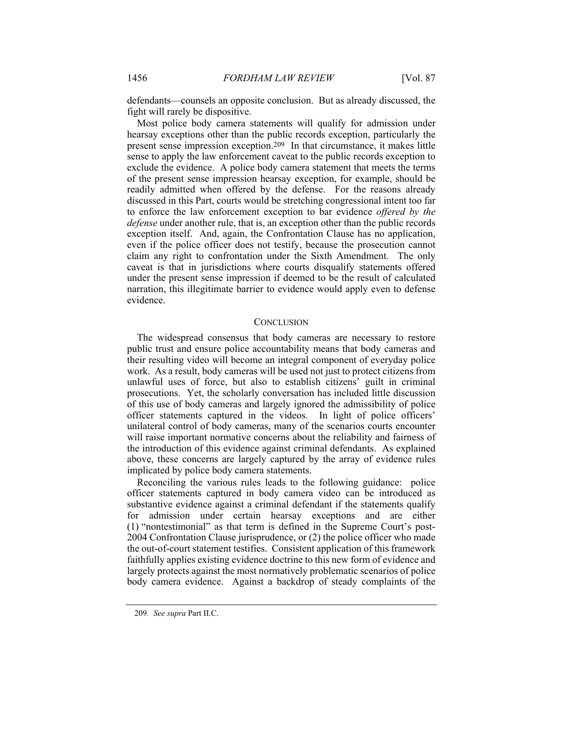defendants—counsels an opposite conclusion. But as already discussed, the fight will rarely be dispositive.

Most police body camera statements will qualify for admission under hearsay exceptions other than the public records exception, particularly the present sense impression exception.[209] In that circumstance, it makes little sense to apply the law enforcement caveat to the public records exception to exclude the evidence. A police body camera statement that meets the terms of the present sense impression hearsay exception, for example, should be readily admitted when offered by the defense. For the reasons already discussed in this Part, courts would be stretching congressional intent too far to enforce the law enforcement exception to bar evidence *offered by the defense* under another rule, that is, an exception other than the public records exception itself. And, again, the Confrontation Clause has no application, even if the police officer does not testify, because the prosecution cannot claim any right to confrontation under the Sixth Amendment. The only caveat is that in jurisdictions where courts disqualify statements offered under the present sense impression if deemed to be the result of calculated narration, this illegitimate barrier to evidence would apply even to defense evidence.

## CONCLUSION

The widespread consensus that body cameras are necessary to restore public trust and ensure police accountability means that body cameras and their resulting video will become an integral component of everyday police work. As a result, body cameras will be used not just to protect citizens from unlawful uses of force, but also to establish citizens' guilt in criminal prosecutions. Yet, the scholarly conversation has included little discussion of this use of body cameras and largely ignored the admissibility of police officer statements captured in the videos. In light of police officers' unilateral control of body cameras, many of the scenarios courts encounter will raise important normative concerns about the reliability and fairness of the introduction of this evidence against criminal defendants. As explained above, these concerns are largely captured by the array of evidence rules implicated by police body camera statements.

Reconciling the various rules leads to the following guidance: police officer statements captured in body camera video can be introduced as substantive evidence against a criminal defendant if the statements qualify for admission under certain hearsay exceptions and are either (1) "nontestimonial" as that term is defined in the Supreme Court's post-2004 Confrontation Clause jurisprudence, or (2) the police officer who made the out-of-court statement testifies. Consistent application of this framework faithfully applies existing evidence doctrine to this new form of evidence and largely protects against the most normatively problematic scenarios of police body camera evidence. Against a backdrop of steady complaints of the

209. *See supra* Part II.C.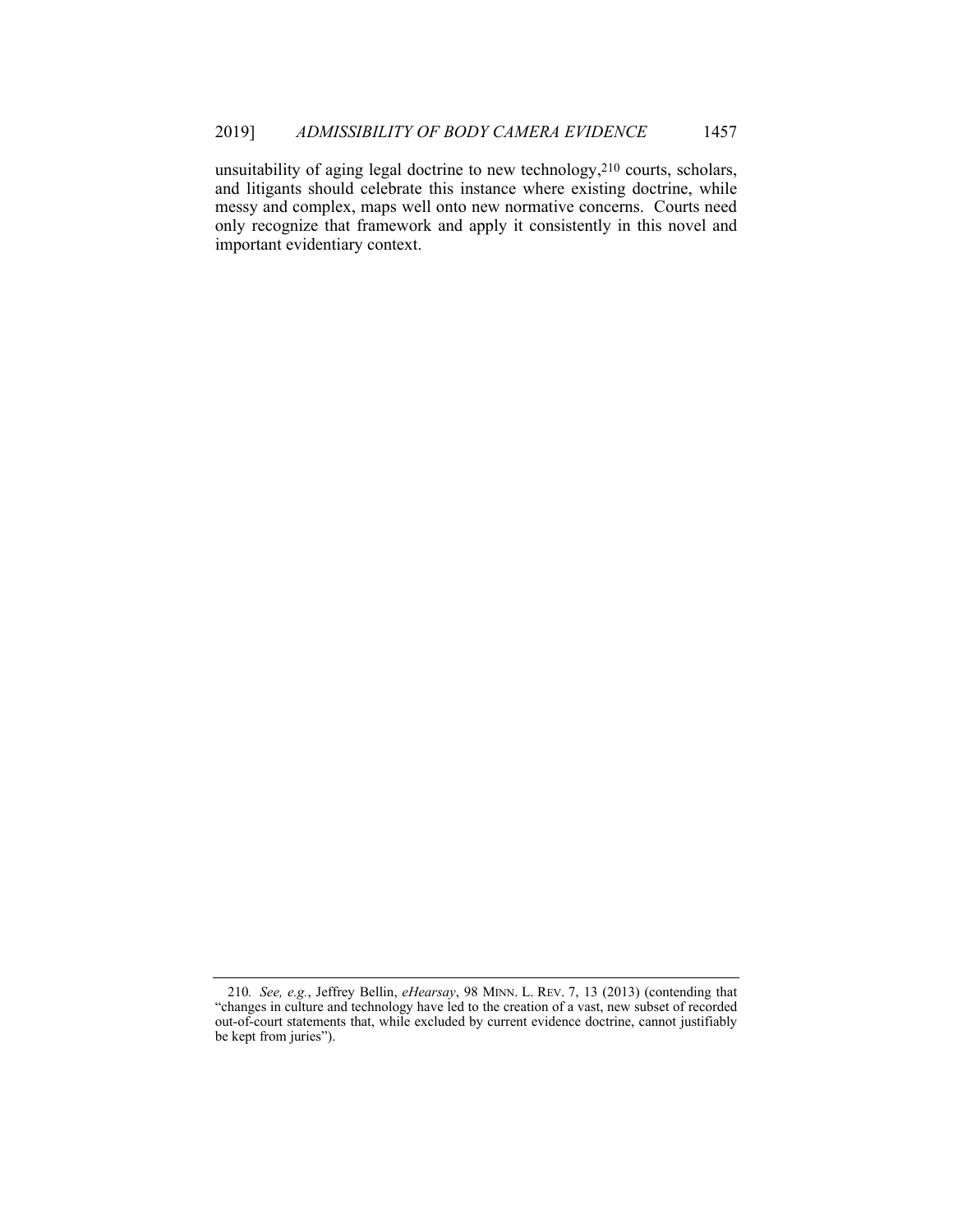unsuitability of aging legal doctrine to new technology,[210] courts, scholars, and litigants should celebrate this instance where existing doctrine, while messy and complex, maps well onto new normative concerns. Courts need only recognize that framework and apply it consistently in this novel and important evidentiary context.

---

210. *See, e.g.*, Jeffrey Bellin, *eHearsay*, 98 MINN. L. REV. 7, 13 (2013) (contending that "changes in culture and technology have led to the creation of a vast, new subset of recorded out-of-court statements that, while excluded by current evidence doctrine, cannot justifiably be kept from juries").